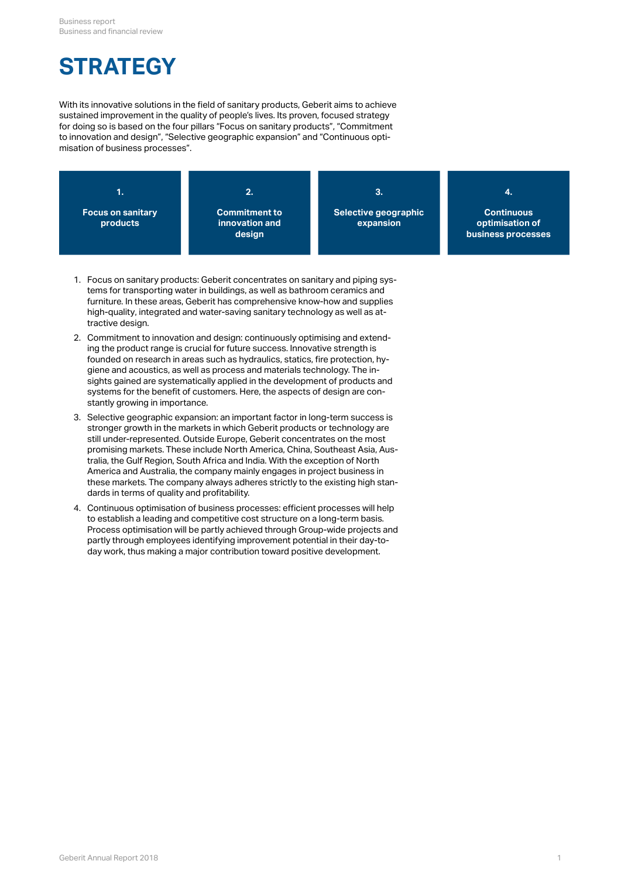# STRATEGY

With its innovative solutions in the field of sanitary products, Geberit aims to achieve sustained improvement in the quality of people's lives. Its proven, focused strategy for doing so is based on the four pillars "Focus on sanitary products", "Commitment to innovation and design", "Selective geographic expansion" and "Continuous optimisation of business processes".

| 1. Focus on sanitary products | 2. Commitment to innovation and design | 3. Selective geographic expansion | 4. Continuous optimisation of business processes |
|---|---|---|---|

1. Focus on sanitary products: Geberit concentrates on sanitary and piping systems for transporting water in buildings, as well as bathroom ceramics and furniture. In these areas, Geberit has comprehensive know-how and supplies high-quality, integrated and water-saving sanitary technology as well as attractive design.
2. Commitment to innovation and design: continuously optimising and extending the product range is crucial for future success. Innovative strength is founded on research in areas such as hydraulics, statics, fire protection, hygiene and acoustics, as well as process and materials technology. The insights gained are systematically applied in the development of products and systems for the benefit of customers. Here, the aspects of design are constantly growing in importance.
3. Selective geographic expansion: an important factor in long-term success is stronger growth in the markets in which Geberit products or technology are still under-represented. Outside Europe, Geberit concentrates on the most promising markets. These include North America, China, Southeast Asia, Australia, the Gulf Region, South Africa and India. With the exception of North America and Australia, the company mainly engages in project business in these markets. The company always adheres strictly to the existing high standards in terms of quality and profitability.
4. Continuous optimisation of business processes: efficient processes will help to establish a leading and competitive cost structure on a long-term basis. Process optimisation will be partly achieved through Group-wide projects and partly through employees identifying improvement potential in their day-to-day work, thus making a major contribution toward positive development.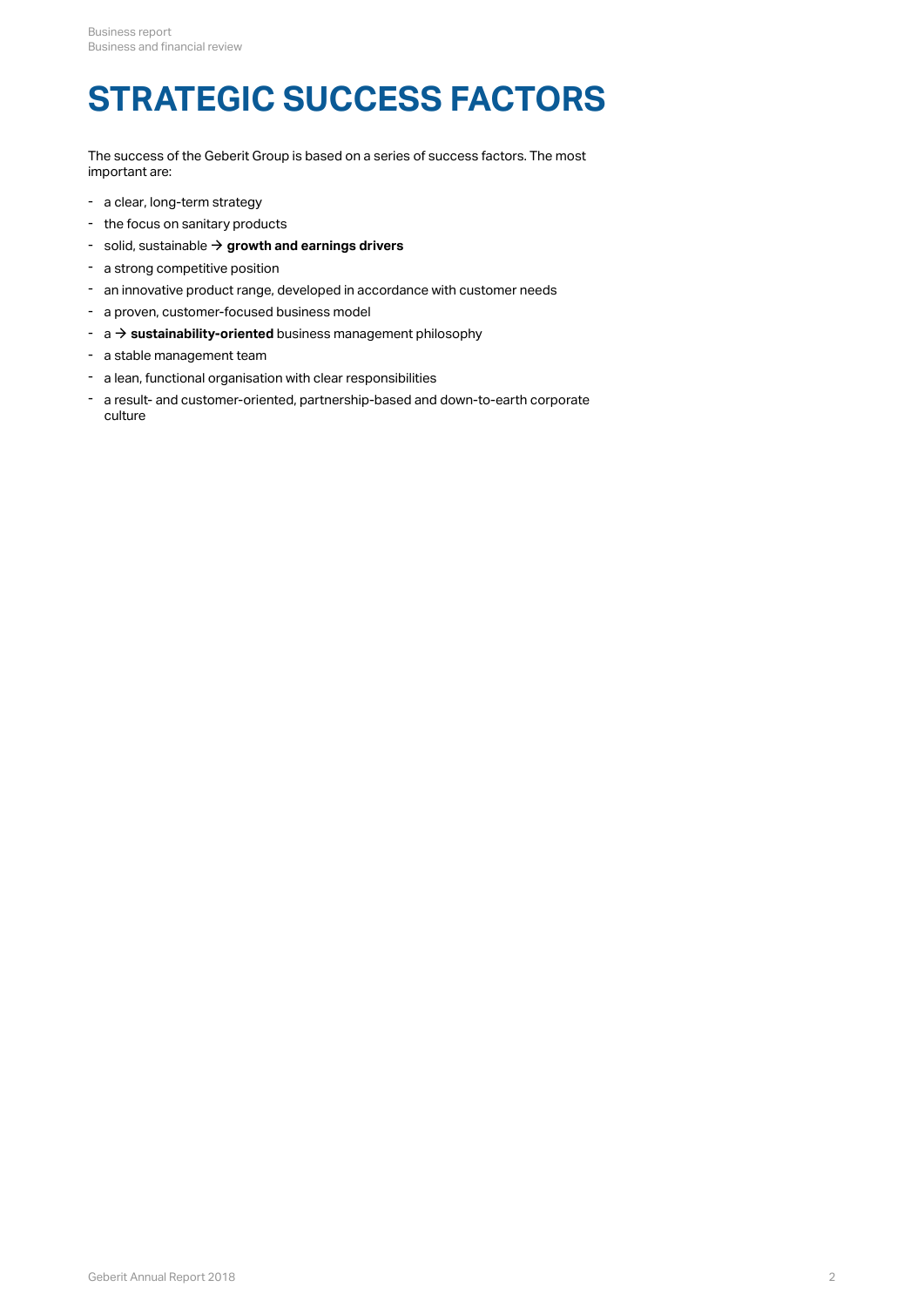# STRATEGIC SUCCESS FACTORS

The success of the Geberit Group is based on a series of success factors. The most important are:

- a clear, long-term strategy
- the focus on sanitary products
- solid, sustainable → **growth and earnings drivers**
- a strong competitive position
- an innovative product range, developed in accordance with customer needs
- a proven, customer-focused business model
- a → **sustainability-oriented** business management philosophy
- a stable management team
- a lean, functional organisation with clear responsibilities
- a result- and customer-oriented, partnership-based and down-to-earth corporate culture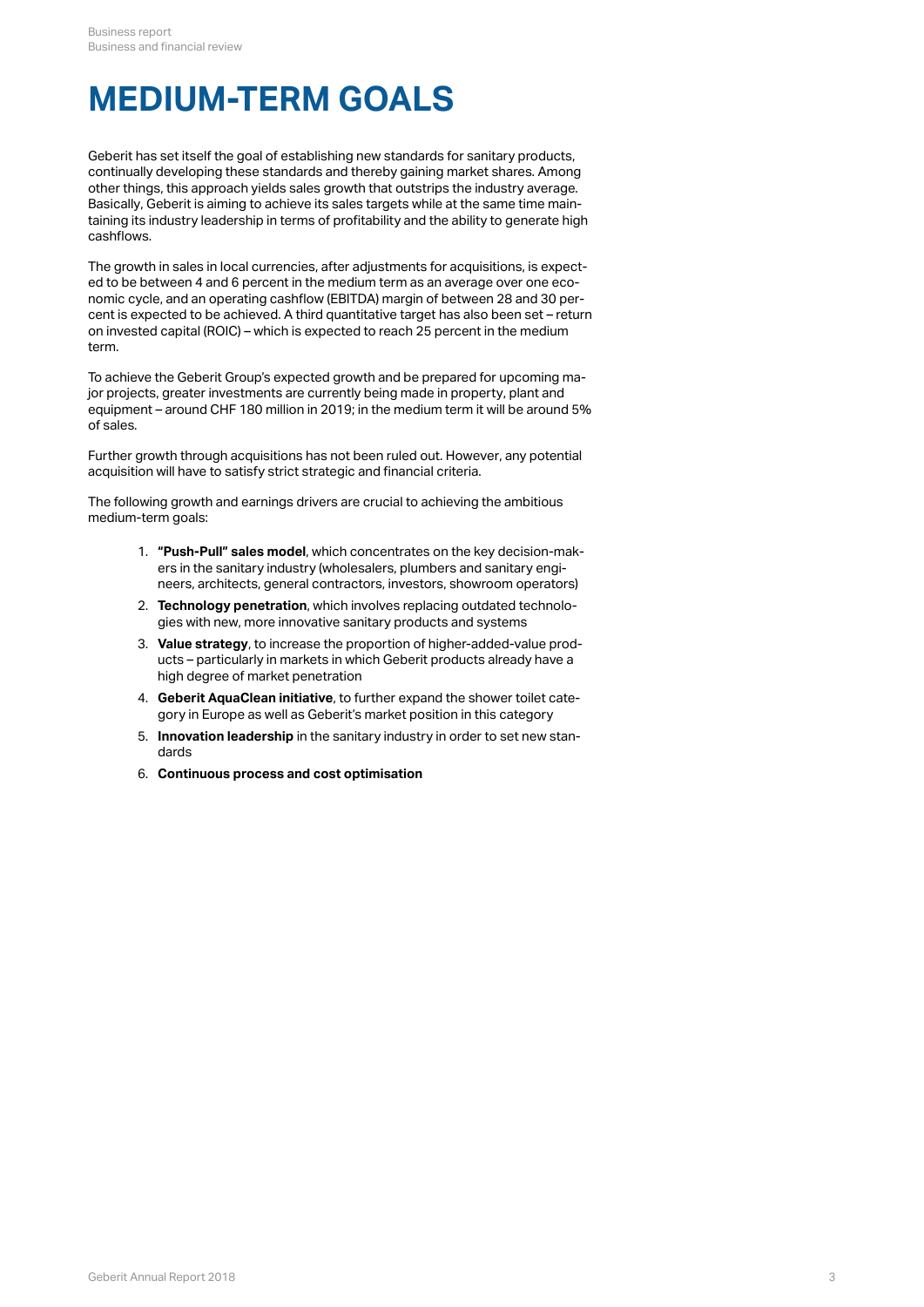# MEDIUM-TERM GOALS

Geberit has set itself the goal of establishing new standards for sanitary products, continually developing these standards and thereby gaining market shares. Among other things, this approach yields sales growth that outstrips the industry average. Basically, Geberit is aiming to achieve its sales targets while at the same time maintaining its industry leadership in terms of profitability and the ability to generate high cashflows.

The growth in sales in local currencies, after adjustments for acquisitions, is expected to be between 4 and 6 percent in the medium term as an average over one economic cycle, and an operating cashflow (EBITDA) margin of between 28 and 30 percent is expected to be achieved. A third quantitative target has also been set – return on invested capital (ROIC) – which is expected to reach 25 percent in the medium term.

To achieve the Geberit Group's expected growth and be prepared for upcoming major projects, greater investments are currently being made in property, plant and equipment – around CHF 180 million in 2019; in the medium term it will be around 5% of sales.

Further growth through acquisitions has not been ruled out. However, any potential acquisition will have to satisfy strict strategic and financial criteria.

The following growth and earnings drivers are crucial to achieving the ambitious medium-term goals:

1. **"Push-Pull" sales model**, which concentrates on the key decision-makers in the sanitary industry (wholesalers, plumbers and sanitary engineers, architects, general contractors, investors, showroom operators)
2. **Technology penetration**, which involves replacing outdated technologies with new, more innovative sanitary products and systems
3. **Value strategy**, to increase the proportion of higher-added-value products – particularly in markets in which Geberit products already have a high degree of market penetration
4. **Geberit AquaClean initiative**, to further expand the shower toilet category in Europe as well as Geberit's market position in this category
5. **Innovation leadership** in the sanitary industry in order to set new standards
6. **Continuous process and cost optimisation**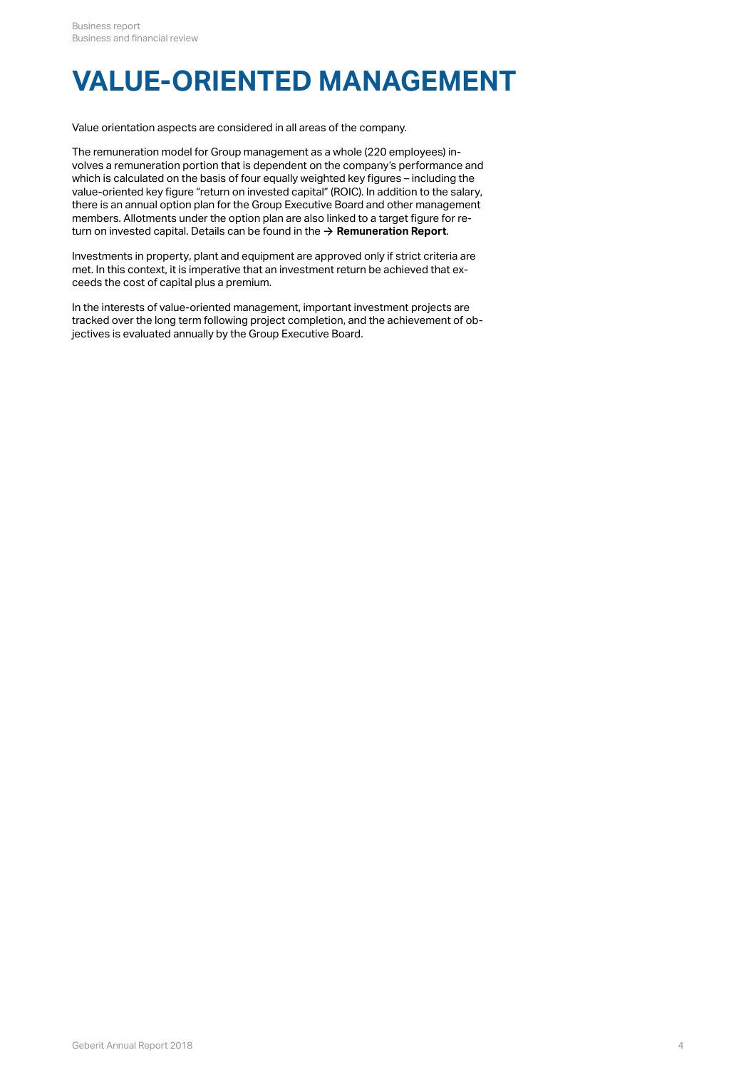# VALUE-ORIENTED MANAGEMENT

Value orientation aspects are considered in all areas of the company.

The remuneration model for Group management as a whole (220 employees) involves a remuneration portion that is dependent on the company's performance and which is calculated on the basis of four equally weighted key figures – including the value-oriented key figure "return on invested capital" (ROIC). In addition to the salary, there is an annual option plan for the Group Executive Board and other management members. Allotments under the option plan are also linked to a target figure for return on invested capital. Details can be found in the → **Remuneration Report**.

Investments in property, plant and equipment are approved only if strict criteria are met. In this context, it is imperative that an investment return be achieved that exceeds the cost of capital plus a premium.

In the interests of value-oriented management, important investment projects are tracked over the long term following project completion, and the achievement of objectives is evaluated annually by the Group Executive Board.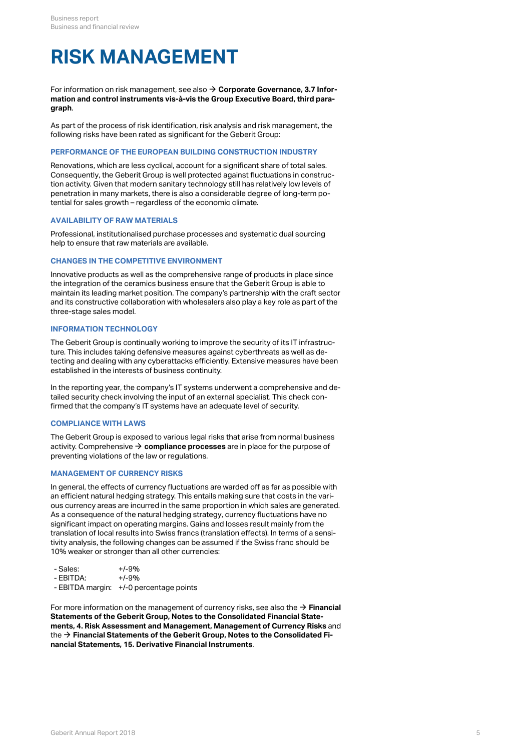# RISK MANAGEMENT

For information on risk management, see also → **Corporate Governance, 3.7 Information and control instruments vis-à-vis the Group Executive Board, third paragraph**.

As part of the process of risk identification, risk analysis and risk management, the following risks have been rated as significant for the Geberit Group:

### PERFORMANCE OF THE EUROPEAN BUILDING CONSTRUCTION INDUSTRY

Renovations, which are less cyclical, account for a significant share of total sales. Consequently, the Geberit Group is well protected against fluctuations in construction activity. Given that modern sanitary technology still has relatively low levels of penetration in many markets, there is also a considerable degree of long-term potential for sales growth – regardless of the economic climate.

### AVAILABILITY OF RAW MATERIALS

Professional, institutionalised purchase processes and systematic dual sourcing help to ensure that raw materials are available.

### CHANGES IN THE COMPETITIVE ENVIRONMENT

Innovative products as well as the comprehensive range of products in place since the integration of the ceramics business ensure that the Geberit Group is able to maintain its leading market position. The company's partnership with the craft sector and its constructive collaboration with wholesalers also play a key role as part of the three-stage sales model.

### INFORMATION TECHNOLOGY

The Geberit Group is continually working to improve the security of its IT infrastructure. This includes taking defensive measures against cyberthreats as well as detecting and dealing with any cyberattacks efficiently. Extensive measures have been established in the interests of business continuity.

In the reporting year, the company's IT systems underwent a comprehensive and detailed security check involving the input of an external specialist. This check confirmed that the company's IT systems have an adequate level of security.

### COMPLIANCE WITH LAWS

The Geberit Group is exposed to various legal risks that arise from normal business activity. Comprehensive → **compliance processes** are in place for the purpose of preventing violations of the law or regulations.

### MANAGEMENT OF CURRENCY RISKS

In general, the effects of currency fluctuations are warded off as far as possible with an efficient natural hedging strategy. This entails making sure that costs in the various currency areas are incurred in the same proportion in which sales are generated. As a consequence of the natural hedging strategy, currency fluctuations have no significant impact on operating margins. Gains and losses result mainly from the translation of local results into Swiss francs (translation effects). In terms of a sensitivity analysis, the following changes can be assumed if the Swiss franc should be 10% weaker or stronger than all other currencies:

- Sales: +/-9%
- EBITDA: +/-9%
- EBITDA margin: +/-0 percentage points

For more information on the management of currency risks, see also the → **Financial Statements of the Geberit Group, Notes to the Consolidated Financial Statements, 4. Risk Assessment and Management, Management of Currency Risks** and the → **Financial Statements of the Geberit Group, Notes to the Consolidated Financial Statements, 15. Derivative Financial Instruments**.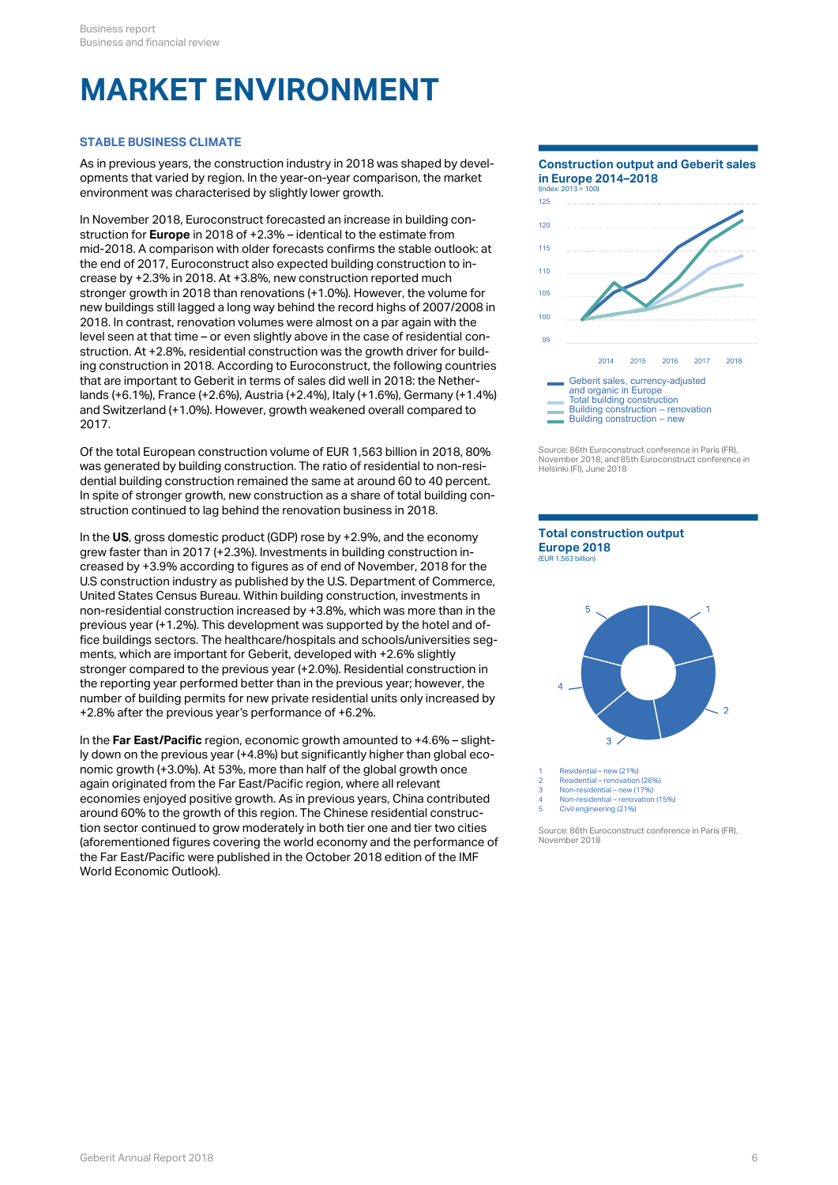# MARKET ENVIRONMENT

### STABLE BUSINESS CLIMATE

As in previous years, the construction industry in 2018 was shaped by developments that varied by region. In the year-on-year comparison, the market environment was characterised by slightly lower growth.

In November 2018, Euroconstruct forecasted an increase in building construction for **Europe** in 2018 of +2.3% – identical to the estimate from mid-2018. A comparison with older forecasts confirms the stable outlook: at the end of 2017, Euroconstruct also expected building construction to increase by +2.3% in 2018. At +3.8%, new construction reported much stronger growth in 2018 than renovations (+1.0%). However, the volume for new buildings still lagged a long way behind the record highs of 2007/2008 in 2018. In contrast, renovation volumes were almost on a par again with the level seen at that time – or even slightly above in the case of residential construction. At +2.8%, residential construction was the growth driver for building construction in 2018. According to Euroconstruct, the following countries that are important to Geberit in terms of sales did well in 2018: the Netherlands (+6.1%), France (+2.6%), Austria (+2.4%), Italy (+1.6%), Germany (+1.4%) and Switzerland (+1.0%). However, growth weakened overall compared to 2017.

Of the total European construction volume of EUR 1,563 billion in 2018, 80% was generated by building construction. The ratio of residential to non-residential building construction remained the same at around 60 to 40 percent. In spite of stronger growth, new construction as a share of total building construction continued to lag behind the renovation business in 2018.

In the **US**, gross domestic product (GDP) rose by +2.9%, and the economy grew faster than in 2017 (+2.3%). Investments in building construction increased by +3.9% according to figures as of end of November, 2018 for the U.S construction industry as published by the U.S. Department of Commerce, United States Census Bureau. Within building construction, investments in non-residential construction increased by +3.8%, which was more than in the previous year (+1.2%). This development was supported by the hotel and office buildings sectors. The healthcare/hospitals and schools/universities segments, which are important for Geberit, developed with +2.6% slightly stronger compared to the previous year (+2.0%). Residential construction in the reporting year performed better than in the previous year; however, the number of building permits for new private residential units only increased by +2.8% after the previous year's performance of +6.2%.

In the **Far East/Pacific** region, economic growth amounted to +4.6% – slightly down on the previous year (+4.8%) but significantly higher than global economic growth (+3.0%). At 53%, more than half of the global growth once again originated from the Far East/Pacific region, where all relevant economies enjoyed positive growth. As in previous years, China contributed around 60% to the growth of this region. The Chinese residential construction sector continued to grow moderately in both tier one and tier two cities (aforementioned figures covering the world economy and the performance of the Far East/Pacific were published in the October 2018 edition of the IMF World Economic Outlook).

**Construction output and Geberit sales in Europe 2014–2018**
(Index: 2013 = 100)

- Geberit sales, currency-adjusted and organic in Europe
- Total building construction
- Building construction – renovation
- Building construction – new

Source: 86th Euroconstruct conference in Paris (FR), November 2018, and 85th Euroconstruct conference in Helsinki (FI), June 2018

**Total construction output Europe 2018**
(EUR 1,563 billion)

1. Residential – new (21%)
2. Residential – renovation (26%)
3. Non-residential – new (17%)
4. Non-residential – renovation (15%)
5. Civil engineering (21%)

Source: 86th Euroconstruct conference in Paris (FR), November 2018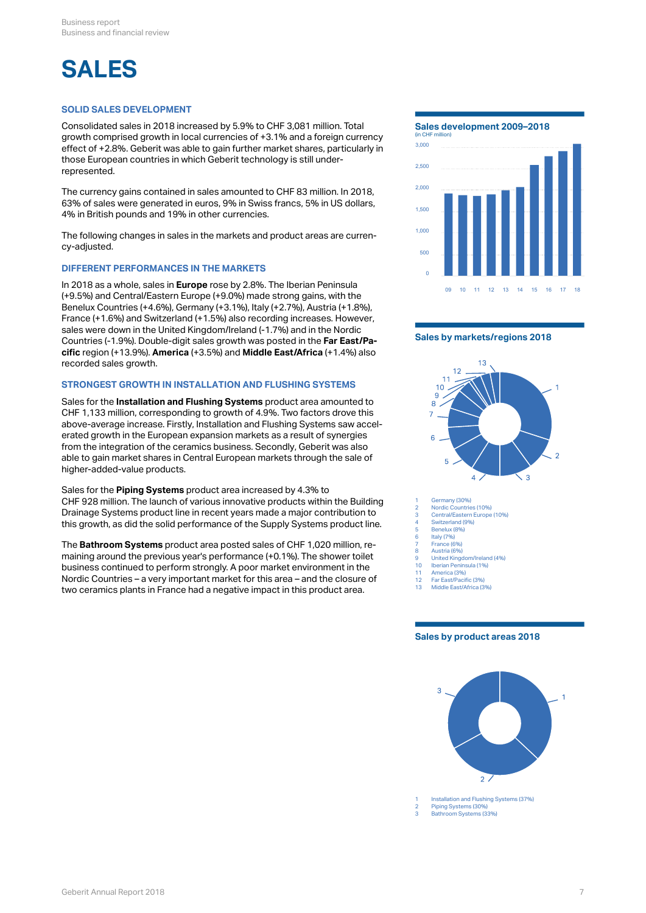# SALES

## SOLID SALES DEVELOPMENT

Consolidated sales in 2018 increased by 5.9% to CHF 3,081 million. Total growth comprised growth in local currencies of +3.1% and a foreign currency effect of +2.8%. Geberit was able to gain further market shares, particularly in those European countries in which Geberit technology is still under-represented.

The currency gains contained in sales amounted to CHF 83 million. In 2018, 63% of sales were generated in euros, 9% in Swiss francs, 5% in US dollars, 4% in British pounds and 19% in other currencies.

The following changes in sales in the markets and product areas are currency-adjusted.

## DIFFERENT PERFORMANCES IN THE MARKETS

In 2018 as a whole, sales in **Europe** rose by 2.8%. The Iberian Peninsula (+9.5%) and Central/Eastern Europe (+9.0%) made strong gains, with the Benelux Countries (+4.6%), Germany (+3.1%), Italy (+2.7%), Austria (+1.8%), France (+1.6%) and Switzerland (+1.5%) also recording increases. However, sales were down in the United Kingdom/Ireland (-1.7%) and in the Nordic Countries (-1.9%). Double-digit sales growth was posted in the **Far East/Pacific** region (+13.9%). **America** (+3.5%) and **Middle East/Africa** (+1.4%) also recorded sales growth.

## STRONGEST GROWTH IN INSTALLATION AND FLUSHING SYSTEMS

Sales for the **Installation and Flushing Systems** product area amounted to CHF 1,133 million, corresponding to growth of 4.9%. Two factors drove this above-average increase. Firstly, Installation and Flushing Systems saw accelerated growth in the European expansion markets as a result of synergies from the integration of the ceramics business. Secondly, Geberit was also able to gain market shares in Central European markets through the sale of higher-added-value products.

Sales for the **Piping Systems** product area increased by 4.3% to CHF 928 million. The launch of various innovative products within the Building Drainage Systems product line in recent years made a major contribution to this growth, as did the solid performance of the Supply Systems product line.

The **Bathroom Systems** product area posted sales of CHF 1,020 million, remaining around the previous year's performance (+0.1%). The shower toilet business continued to perform strongly. A poor market environment in the Nordic Countries – a very important market for this area – and the closure of two ceramics plants in France had a negative impact in this product area.

### Sales development 2009–2018

(in CHF million)

### Sales by markets/regions 2018

1. Germany (30%)
2. Nordic Countries (10%)
3. Central/Eastern Europe (10%)
4. Switzerland (9%)
5. Benelux (8%)
6. Italy (7%)
7. France (6%)
8. Austria (6%)
9. United Kingdom/Ireland (4%)
10. Iberian Peninsula (1%)
11. America (3%)
12. Far East/Pacific (3%)
13. Middle East/Africa (3%)

### Sales by product areas 2018

1. Installation and Flushing Systems (37%)
2. Piping Systems (30%)
3. Bathroom Systems (33%)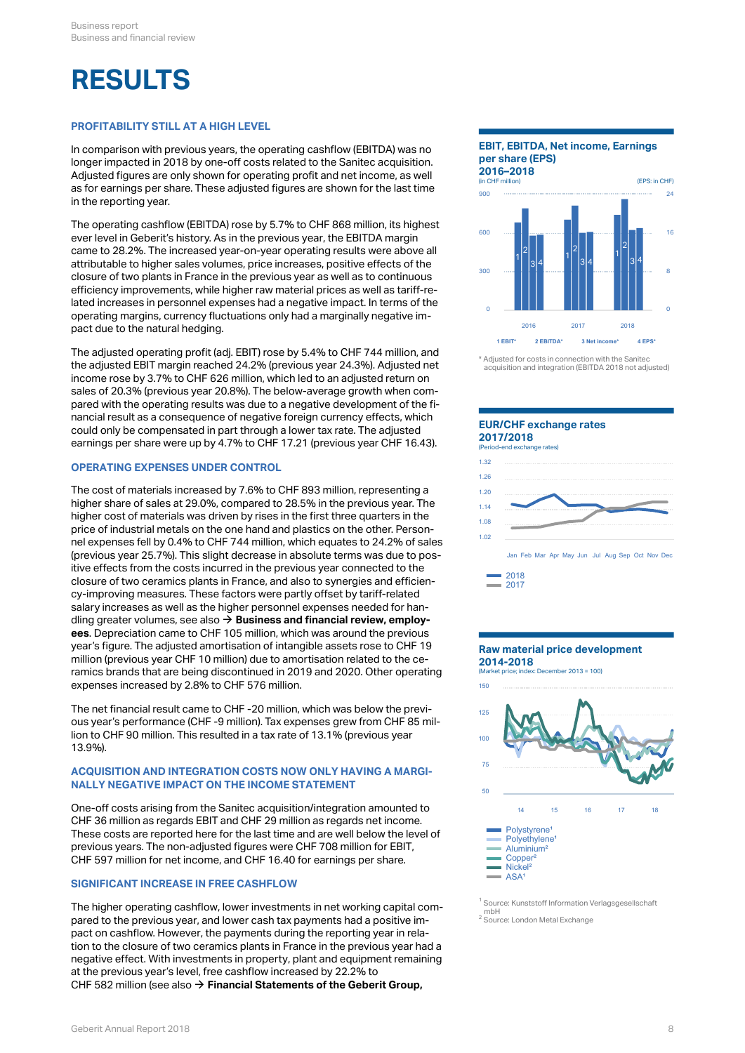# RESULTS

### PROFITABILITY STILL AT A HIGH LEVEL

In comparison with previous years, the operating cashflow (EBITDA) was no longer impacted in 2018 by one-off costs related to the Sanitec acquisition. Adjusted figures are only shown for operating profit and net income, as well as for earnings per share. These adjusted figures are shown for the last time in the reporting year.

The operating cashflow (EBITDA) rose by 5.7% to CHF 868 million, its highest ever level in Geberit's history. As in the previous year, the EBITDA margin came to 28.2%. The increased year-on-year operating results were above all attributable to higher sales volumes, price increases, positive effects of the closure of two plants in France in the previous year as well as to continuous efficiency improvements, while higher raw material prices as well as tariff-related increases in personnel expenses had a negative impact. In terms of the operating margins, currency fluctuations only had a marginally negative impact due to the natural hedging.

The adjusted operating profit (adj. EBIT) rose by 5.4% to CHF 744 million, and the adjusted EBIT margin reached 24.2% (previous year 24.3%). Adjusted net income rose by 3.7% to CHF 626 million, which led to an adjusted return on sales of 20.3% (previous year 20.8%). The below-average growth when compared with the operating results was due to a negative development of the financial result as a consequence of negative foreign currency effects, which could only be compensated in part through a lower tax rate. The adjusted earnings per share were up by 4.7% to CHF 17.21 (previous year CHF 16.43).

### OPERATING EXPENSES UNDER CONTROL

The cost of materials increased by 7.6% to CHF 893 million, representing a higher share of sales at 29.0%, compared to 28.5% in the previous year. The higher cost of materials was driven by rises in the first three quarters in the price of industrial metals on the one hand and plastics on the other. Personnel expenses fell by 0.4% to CHF 744 million, which equates to 24.2% of sales (previous year 25.7%). This slight decrease in absolute terms was due to positive effects from the costs incurred in the previous year connected to the closure of two ceramics plants in France, and also to synergies and efficiency-improving measures. These factors were partly offset by tariff-related salary increases as well as the higher personnel expenses needed for handling greater volumes, see also → **Business and financial review, employees**. Depreciation came to CHF 105 million, which was around the previous year's figure. The adjusted amortisation of intangible assets rose to CHF 19 million (previous year CHF 10 million) due to amortisation related to the ceramics brands that are being discontinued in 2019 and 2020. Other operating expenses increased by 2.8% to CHF 576 million.

The net financial result came to CHF -20 million, which was below the previous year's performance (CHF -9 million). Tax expenses grew from CHF 85 million to CHF 90 million. This resulted in a tax rate of 13.1% (previous year 13.9%).

### ACQUISITION AND INTEGRATION COSTS NOW ONLY HAVING A MARGINALLY NEGATIVE IMPACT ON THE INCOME STATEMENT

One-off costs arising from the Sanitec acquisition/integration amounted to CHF 36 million as regards EBIT and CHF 29 million as regards net income. These costs are reported here for the last time and are well below the level of previous years. The non-adjusted figures were CHF 708 million for EBIT, CHF 597 million for net income, and CHF 16.40 for earnings per share.

### SIGNIFICANT INCREASE IN FREE CASHFLOW

The higher operating cashflow, lower investments in net working capital compared to the previous year, and lower cash tax payments had a positive impact on cashflow. However, the payments during the reporting year in relation to the closure of two ceramics plants in France in the previous year had a negative effect. With investments in property, plant and equipment remaining at the previous year's level, free cashflow increased by 22.2% to CHF 582 million (see also → **Financial Statements of the Geberit Group,**

**EBIT, EBITDA, Net income, Earnings per share (EPS) 2016–2018**
(in CHF million) (EPS: in CHF)

1 EBIT* 2 EBITDA* 3 Net income* 4 EPS*

* Adjusted for costs in connection with the Sanitec acquisition and integration (EBITDA 2018 not adjusted)

**EUR/CHF exchange rates 2017/2018**
(Period-end exchange rates)

2018
2017

**Raw material price development 2014–2018**
(Market price; index: December 2013 = 100)

Polystyrene[1]
Polyethylene[1]
Aluminium[2]
Copper[2]
Nickel[2]
ASA[1]

[1] Source: Kunststoff Information Verlagsgesellschaft mbH
[2] Source: London Metal Exchange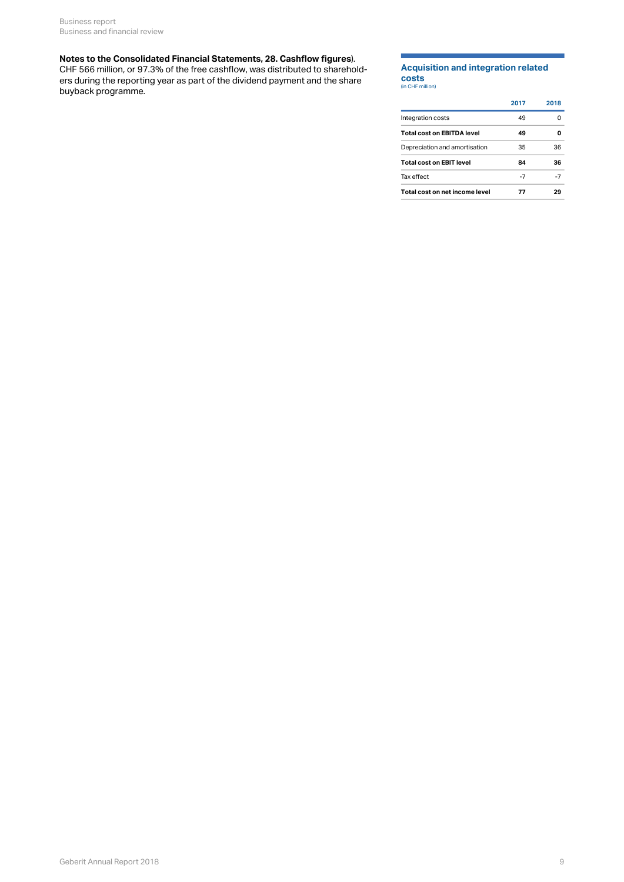**Notes to the Consolidated Financial Statements, 28. Cashflow figures**).
CHF 566 million, or 97.3% of the free cashflow, was distributed to shareholders during the reporting year as part of the dividend payment and the share buyback programme.

### Acquisition and integration related costs
(in CHF million)

| | 2017 | 2018 |
|---|---|---|
| Integration costs | 49 | 0 |
| **Total cost on EBITDA level** | **49** | **0** |
| Depreciation and amortisation | 35 | 36 |
| **Total cost on EBIT level** | **84** | **36** |
| Tax effect | -7 | -7 |
| **Total cost on net income level** | **77** | **29** |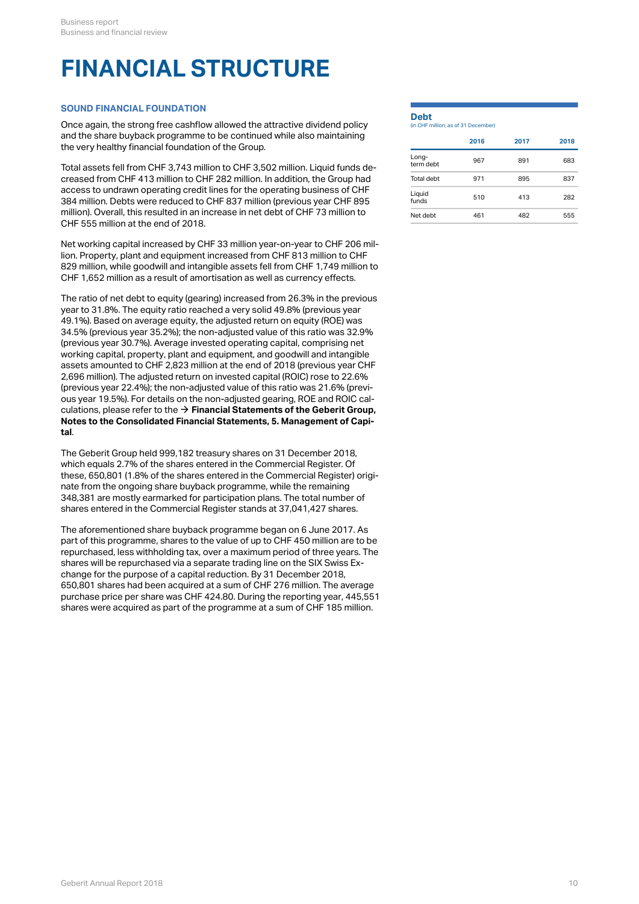# FINANCIAL STRUCTURE

## SOUND FINANCIAL FOUNDATION

Once again, the strong free cashflow allowed the attractive dividend policy and the share buyback programme to be continued while also maintaining the very healthy financial foundation of the Group.

Total assets fell from CHF 3,743 million to CHF 3,502 million. Liquid funds decreased from CHF 413 million to CHF 282 million. In addition, the Group had access to undrawn operating credit lines for the operating business of CHF 384 million. Debts were reduced to CHF 837 million (previous year CHF 895 million). Overall, this resulted in an increase in net debt of CHF 73 million to CHF 555 million at the end of 2018.

Net working capital increased by CHF 33 million year-on-year to CHF 206 million. Property, plant and equipment increased from CHF 813 million to CHF 829 million, while goodwill and intangible assets fell from CHF 1,749 million to CHF 1,652 million as a result of amortisation as well as currency effects.

The ratio of net debt to equity (gearing) increased from 26.3% in the previous year to 31.8%. The equity ratio reached a very solid 49.8% (previous year 49.1%). Based on average equity, the adjusted return on equity (ROE) was 34.5% (previous year 35.2%); the non-adjusted value of this ratio was 32.9% (previous year 30.7%). Average invested operating capital, comprising net working capital, property, plant and equipment, and goodwill and intangible assets amounted to CHF 2,823 million at the end of 2018 (previous year CHF 2,696 million). The adjusted return on invested capital (ROIC) rose to 22.6% (previous year 22.4%); the non-adjusted value of this ratio was 21.6% (previous year 19.5%). For details on the non-adjusted gearing, ROE and ROIC calculations, please refer to the → **Financial Statements of the Geberit Group, Notes to the Consolidated Financial Statements, 5. Management of Capital**.

The Geberit Group held 999,182 treasury shares on 31 December 2018, which equals 2.7% of the shares entered in the Commercial Register. Of these, 650,801 (1.8% of the shares entered in the Commercial Register) originate from the ongoing share buyback programme, while the remaining 348,381 are mostly earmarked for participation plans. The total number of shares entered in the Commercial Register stands at 37,041,427 shares.

The aforementioned share buyback programme began on 6 June 2017. As part of this programme, shares to the value of up to CHF 450 million are to be repurchased, less withholding tax, over a maximum period of three years. The shares will be repurchased via a separate trading line on the SIX Swiss Exchange for the purpose of a capital reduction. By 31 December 2018, 650,801 shares had been acquired at a sum of CHF 276 million. The average purchase price per share was CHF 424.80. During the reporting year, 445,551 shares were acquired as part of the programme at a sum of CHF 185 million.

### Debt

(in CHF million; as of 31 December)

| | 2016 | 2017 | 2018 |
|---|---|---|---|
| Long-term debt | 967 | 891 | 683 |
| Total debt | 971 | 895 | 837 |
| Liquid funds | 510 | 413 | 282 |
| Net debt | 461 | 482 | 555 |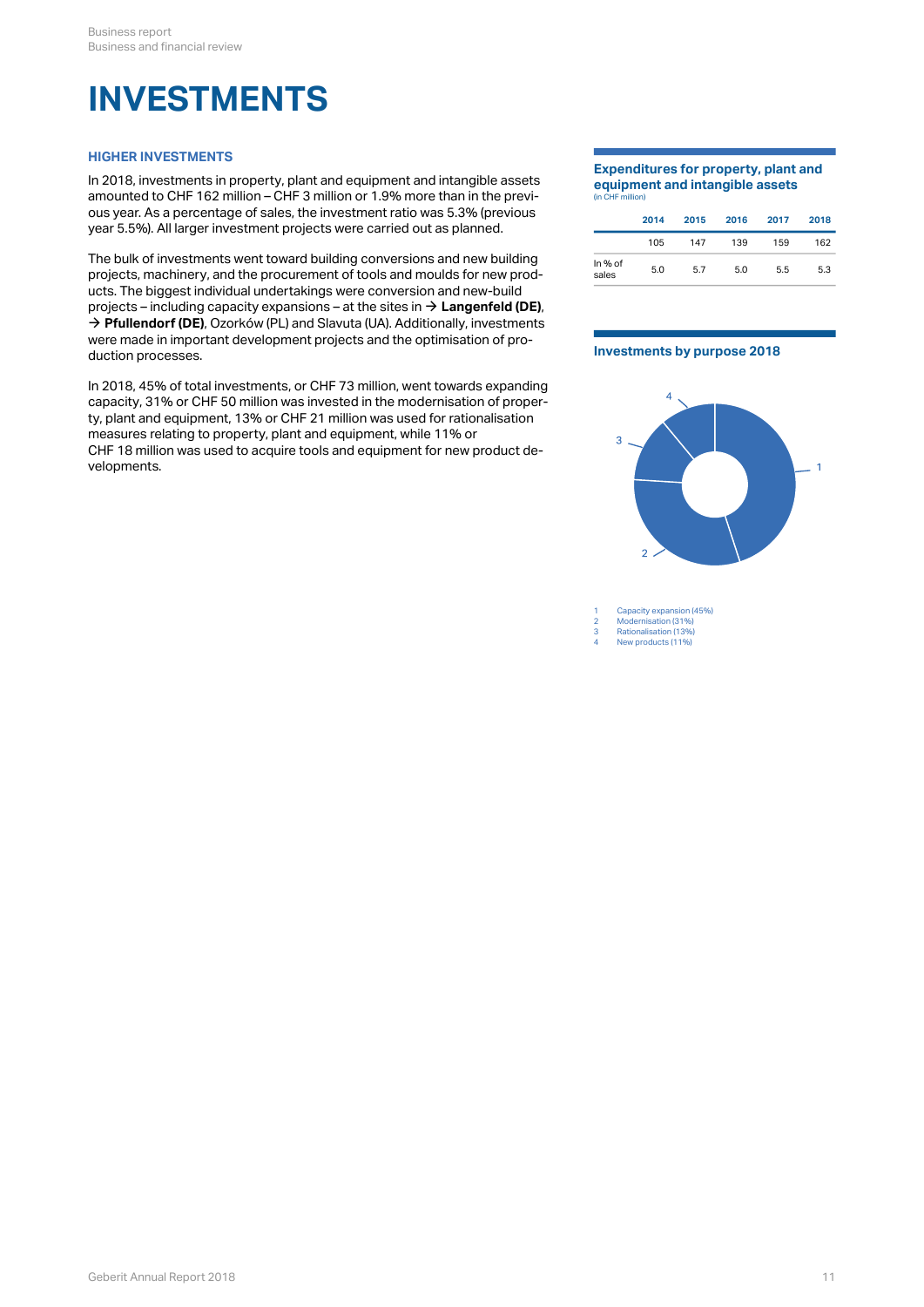# INVESTMENTS

### HIGHER INVESTMENTS

In 2018, investments in property, plant and equipment and intangible assets amounted to CHF 162 million – CHF 3 million or 1.9% more than in the previous year. As a percentage of sales, the investment ratio was 5.3% (previous year 5.5%). All larger investment projects were carried out as planned.

The bulk of investments went toward building conversions and new building projects, machinery, and the procurement of tools and moulds for new products. The biggest individual undertakings were conversion and new-build projects – including capacity expansions – at the sites in → **Langenfeld (DE)**, → **Pfullendorf (DE)**, Ozorków (PL) and Slavuta (UA). Additionally, investments were made in important development projects and the optimisation of production processes.

In 2018, 45% of total investments, or CHF 73 million, went towards expanding capacity, 31% or CHF 50 million was invested in the modernisation of property, plant and equipment, 13% or CHF 21 million was used for rationalisation measures relating to property, plant and equipment, while 11% or CHF 18 million was used to acquire tools and equipment for new product developments.

**Expenditures for property, plant and equipment and intangible assets**
(in CHF million)

| | 2014 | 2015 | 2016 | 2017 | 2018 |
|---|---|---|---|---|---|
| | 105 | 147 | 139 | 159 | 162 |
| In % of sales | 5.0 | 5.7 | 5.0 | 5.5 | 5.3 |

**Investments by purpose 2018**

1 Capacity expansion (45%)
2 Modernisation (31%)
3 Rationalisation (13%)
4 New products (11%)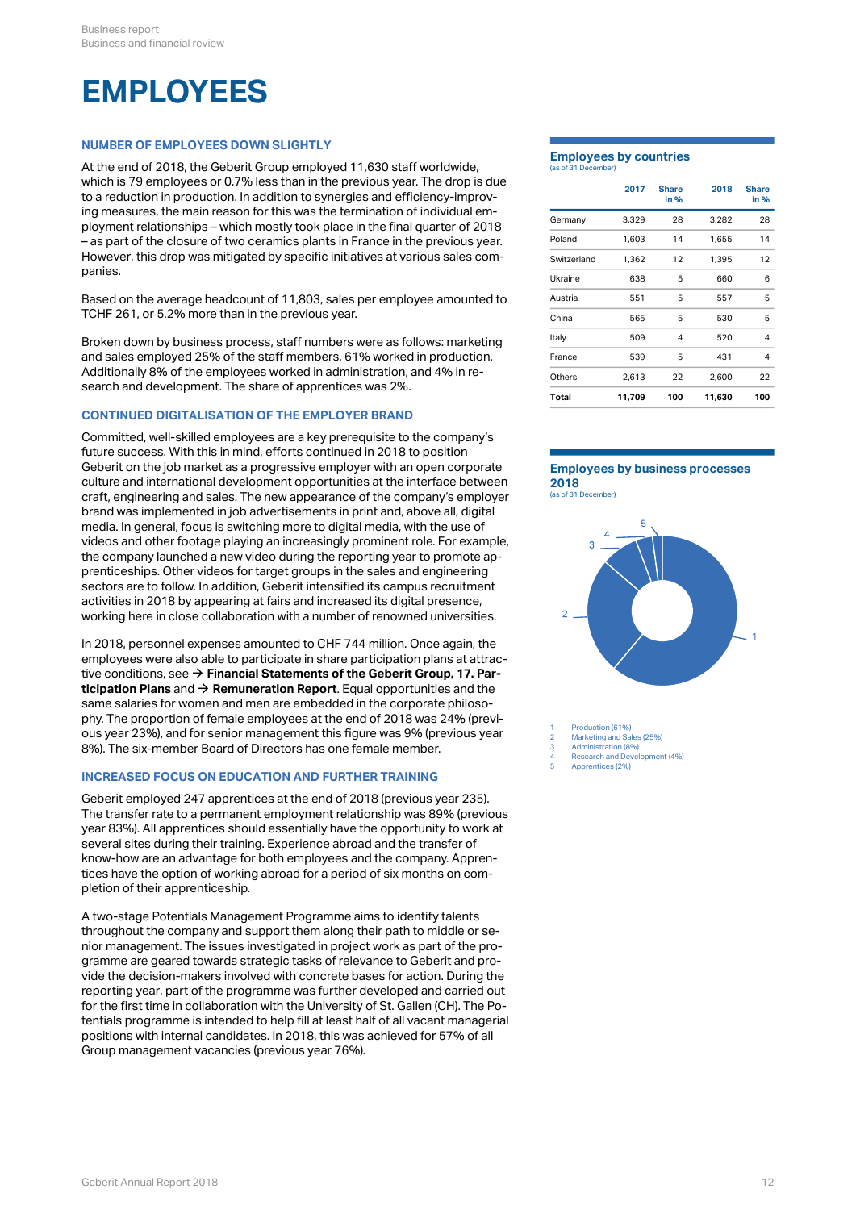# EMPLOYEES

### NUMBER OF EMPLOYEES DOWN SLIGHTLY

At the end of 2018, the Geberit Group employed 11,630 staff worldwide, which is 79 employees or 0.7% less than in the previous year. The drop is due to a reduction in production. In addition to synergies and efficiency-improving measures, the main reason for this was the termination of individual employment relationships – which mostly took place in the final quarter of 2018 – as part of the closure of two ceramics plants in France in the previous year. However, this drop was mitigated by specific initiatives at various sales companies.

Based on the average headcount of 11,803, sales per employee amounted to TCHF 261, or 5.2% more than in the previous year.

Broken down by business process, staff numbers were as follows: marketing and sales employed 25% of the staff members. 61% worked in production. Additionally 8% of the employees worked in administration, and 4% in research and development. The share of apprentices was 2%.

### CONTINUED DIGITALISATION OF THE EMPLOYER BRAND

Committed, well-skilled employees are a key prerequisite to the company's future success. With this in mind, efforts continued in 2018 to position Geberit on the job market as a progressive employer with an open corporate culture and international development opportunities at the interface between craft, engineering and sales. The new appearance of the company's employer brand was implemented in job advertisements in print and, above all, digital media. In general, focus is switching more to digital media, with the use of videos and other footage playing an increasingly prominent role. For example, the company launched a new video during the reporting year to promote apprenticeships. Other videos for target groups in the sales and engineering sectors are to follow. In addition, Geberit intensified its campus recruitment activities in 2018 by appearing at fairs and increased its digital presence, working here in close collaboration with a number of renowned universities.

In 2018, personnel expenses amounted to CHF 744 million. Once again, the employees were also able to participate in share participation plans at attractive conditions, see → **Financial Statements of the Geberit Group, 17. Participation Plans** and → **Remuneration Report**. Equal opportunities and the same salaries for women and men are embedded in the corporate philosophy. The proportion of female employees at the end of 2018 was 24% (previous year 23%), and for senior management this figure was 9% (previous year 8%). The six-member Board of Directors has one female member.

### INCREASED FOCUS ON EDUCATION AND FURTHER TRAINING

Geberit employed 247 apprentices at the end of 2018 (previous year 235). The transfer rate to a permanent employment relationship was 89% (previous year 83%). All apprentices should essentially have the opportunity to work at several sites during their training. Experience abroad and the transfer of know-how are an advantage for both employees and the company. Apprentices have the option of working abroad for a period of six months on completion of their apprenticeship.

A two-stage Potentials Management Programme aims to identify talents throughout the company and support them along their path to middle or senior management. The issues investigated in project work as part of the programme are geared towards strategic tasks of relevance to Geberit and provide the decision-makers involved with concrete bases for action. During the reporting year, part of the programme was further developed and carried out for the first time in collaboration with the University of St. Gallen (CH). The Potentials programme is intended to help fill at least half of all vacant managerial positions with internal candidates. In 2018, this was achieved for 57% of all Group management vacancies (previous year 76%).

### Employees by countries
(as of 31 December)

| | 2017 | Share in % | 2018 | Share in % |
|---|---|---|---|---|
| Germany | 3,329 | 28 | 3,282 | 28 |
| Poland | 1,603 | 14 | 1,655 | 14 |
| Switzerland | 1,362 | 12 | 1,395 | 12 |
| Ukraine | 638 | 5 | 660 | 6 |
| Austria | 551 | 5 | 557 | 5 |
| China | 565 | 5 | 530 | 5 |
| Italy | 509 | 4 | 520 | 4 |
| France | 539 | 5 | 431 | 4 |
| Others | 2,613 | 22 | 2,600 | 22 |
| **Total** | **11,709** | **100** | **11,630** | **100** |

### Employees by business processes 2018
(as of 31 December)

1 Production (61%)
2 Marketing and Sales (25%)
3 Administration (8%)
4 Research and Development (4%)
5 Apprentices (2%)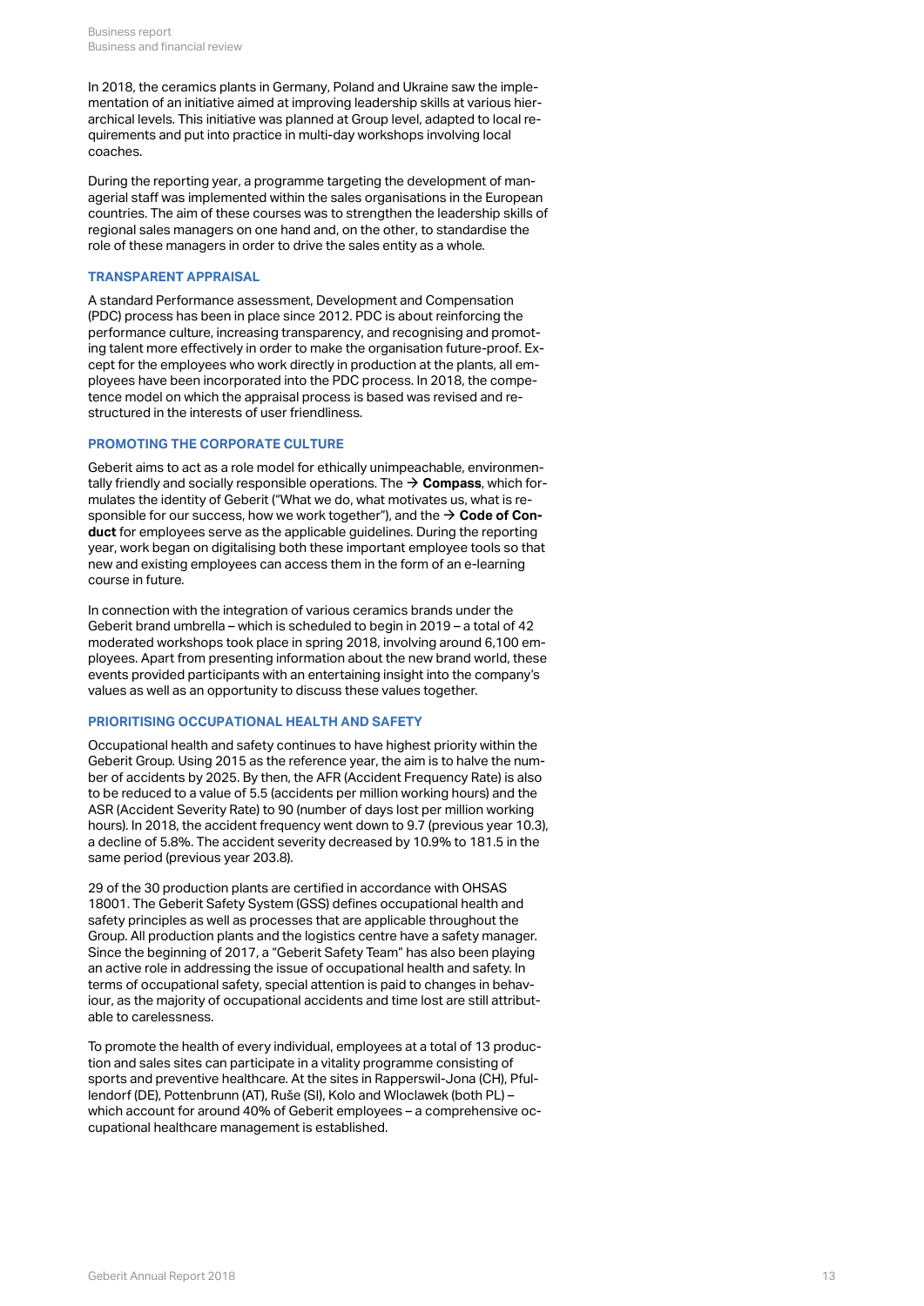In 2018, the ceramics plants in Germany, Poland and Ukraine saw the implementation of an initiative aimed at improving leadership skills at various hierarchical levels. This initiative was planned at Group level, adapted to local requirements and put into practice in multi-day workshops involving local coaches.

During the reporting year, a programme targeting the development of managerial staff was implemented within the sales organisations in the European countries. The aim of these courses was to strengthen the leadership skills of regional sales managers on one hand and, on the other, to standardise the role of these managers in order to drive the sales entity as a whole.

### TRANSPARENT APPRAISAL

A standard Performance assessment, Development and Compensation (PDC) process has been in place since 2012. PDC is about reinforcing the performance culture, increasing transparency, and recognising and promoting talent more effectively in order to make the organisation future-proof. Except for the employees who work directly in production at the plants, all employees have been incorporated into the PDC process. In 2018, the competence model on which the appraisal process is based was revised and restructured in the interests of user friendliness.

### PROMOTING THE CORPORATE CULTURE

Geberit aims to act as a role model for ethically unimpeachable, environmentally friendly and socially responsible operations. The → **Compass**, which formulates the identity of Geberit ("What we do, what motivates us, what is responsible for our success, how we work together"), and the → **Code of Conduct** for employees serve as the applicable guidelines. During the reporting year, work began on digitalising both these important employee tools so that new and existing employees can access them in the form of an e-learning course in future.

In connection with the integration of various ceramics brands under the Geberit brand umbrella – which is scheduled to begin in 2019 – a total of 42 moderated workshops took place in spring 2018, involving around 6,100 employees. Apart from presenting information about the new brand world, these events provided participants with an entertaining insight into the company's values as well as an opportunity to discuss these values together.

### PRIORITISING OCCUPATIONAL HEALTH AND SAFETY

Occupational health and safety continues to have highest priority within the Geberit Group. Using 2015 as the reference year, the aim is to halve the number of accidents by 2025. By then, the AFR (Accident Frequency Rate) is also to be reduced to a value of 5.5 (accidents per million working hours) and the ASR (Accident Severity Rate) to 90 (number of days lost per million working hours). In 2018, the accident frequency went down to 9.7 (previous year 10.3), a decline of 5.8%. The accident severity decreased by 10.9% to 181.5 in the same period (previous year 203.8).

29 of the 30 production plants are certified in accordance with OHSAS 18001. The Geberit Safety System (GSS) defines occupational health and safety principles as well as processes that are applicable throughout the Group. All production plants and the logistics centre have a safety manager. Since the beginning of 2017, a "Geberit Safety Team" has also been playing an active role in addressing the issue of occupational health and safety. In terms of occupational safety, special attention is paid to changes in behaviour, as the majority of occupational accidents and time lost are still attributable to carelessness.

To promote the health of every individual, employees at a total of 13 production and sales sites can participate in a vitality programme consisting of sports and preventive healthcare. At the sites in Rapperswil-Jona (CH), Pfullendorf (DE), Pottenbrunn (AT), Ruše (SI), Kolo and Wloclawek (both PL) – which account for around 40% of Geberit employees – a comprehensive occupational healthcare management is established.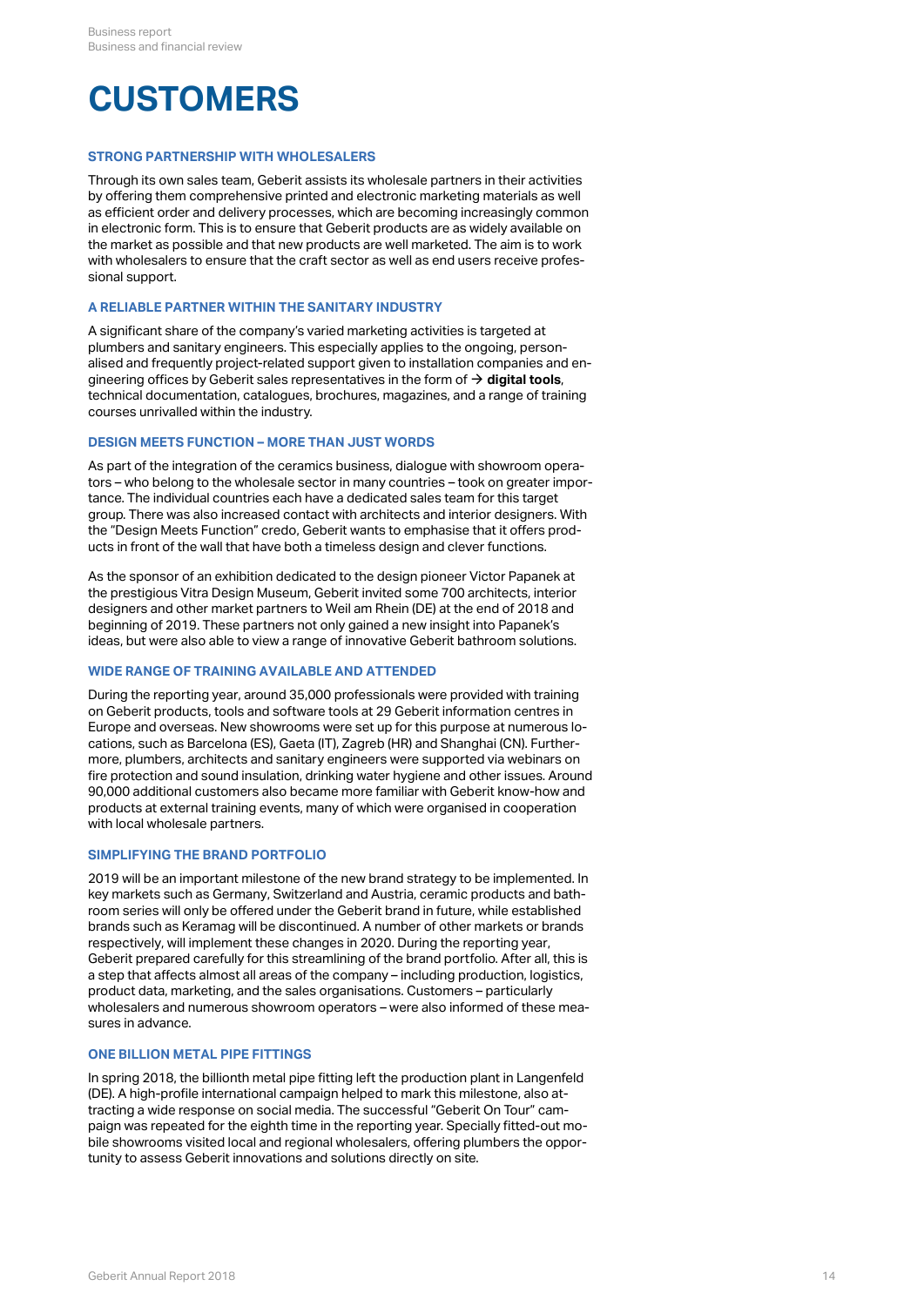# CUSTOMERS

### STRONG PARTNERSHIP WITH WHOLESALERS

Through its own sales team, Geberit assists its wholesale partners in their activities by offering them comprehensive printed and electronic marketing materials as well as efficient order and delivery processes, which are becoming increasingly common in electronic form. This is to ensure that Geberit products are as widely available on the market as possible and that new products are well marketed. The aim is to work with wholesalers to ensure that the craft sector as well as end users receive professional support.

### A RELIABLE PARTNER WITHIN THE SANITARY INDUSTRY

A significant share of the company's varied marketing activities is targeted at plumbers and sanitary engineers. This especially applies to the ongoing, personalised and frequently project-related support given to installation companies and engineering offices by Geberit sales representatives in the form of → **digital tools**, technical documentation, catalogues, brochures, magazines, and a range of training courses unrivalled within the industry.

### DESIGN MEETS FUNCTION – MORE THAN JUST WORDS

As part of the integration of the ceramics business, dialogue with showroom operators – who belong to the wholesale sector in many countries – took on greater importance. The individual countries each have a dedicated sales team for this target group. There was also increased contact with architects and interior designers. With the "Design Meets Function" credo, Geberit wants to emphasise that it offers products in front of the wall that have both a timeless design and clever functions.

As the sponsor of an exhibition dedicated to the design pioneer Victor Papanek at the prestigious Vitra Design Museum, Geberit invited some 700 architects, interior designers and other market partners to Weil am Rhein (DE) at the end of 2018 and beginning of 2019. These partners not only gained a new insight into Papanek's ideas, but were also able to view a range of innovative Geberit bathroom solutions.

### WIDE RANGE OF TRAINING AVAILABLE AND ATTENDED

During the reporting year, around 35,000 professionals were provided with training on Geberit products, tools and software tools at 29 Geberit information centres in Europe and overseas. New showrooms were set up for this purpose at numerous locations, such as Barcelona (ES), Gaeta (IT), Zagreb (HR) and Shanghai (CN). Furthermore, plumbers, architects and sanitary engineers were supported via webinars on fire protection and sound insulation, drinking water hygiene and other issues. Around 90,000 additional customers also became more familiar with Geberit know-how and products at external training events, many of which were organised in cooperation with local wholesale partners.

### SIMPLIFYING THE BRAND PORTFOLIO

2019 will be an important milestone of the new brand strategy to be implemented. In key markets such as Germany, Switzerland and Austria, ceramic products and bathroom series will only be offered under the Geberit brand in future, while established brands such as Keramag will be discontinued. A number of other markets or brands respectively, will implement these changes in 2020. During the reporting year, Geberit prepared carefully for this streamlining of the brand portfolio. After all, this is a step that affects almost all areas of the company – including production, logistics, product data, marketing, and the sales organisations. Customers – particularly wholesalers and numerous showroom operators – were also informed of these measures in advance.

### ONE BILLION METAL PIPE FITTINGS

In spring 2018, the billionth metal pipe fitting left the production plant in Langenfeld (DE). A high-profile international campaign helped to mark this milestone, also attracting a wide response on social media. The successful "Geberit On Tour" campaign was repeated for the eighth time in the reporting year. Specially fitted-out mobile showrooms visited local and regional wholesalers, offering plumbers the opportunity to assess Geberit innovations and solutions directly on site.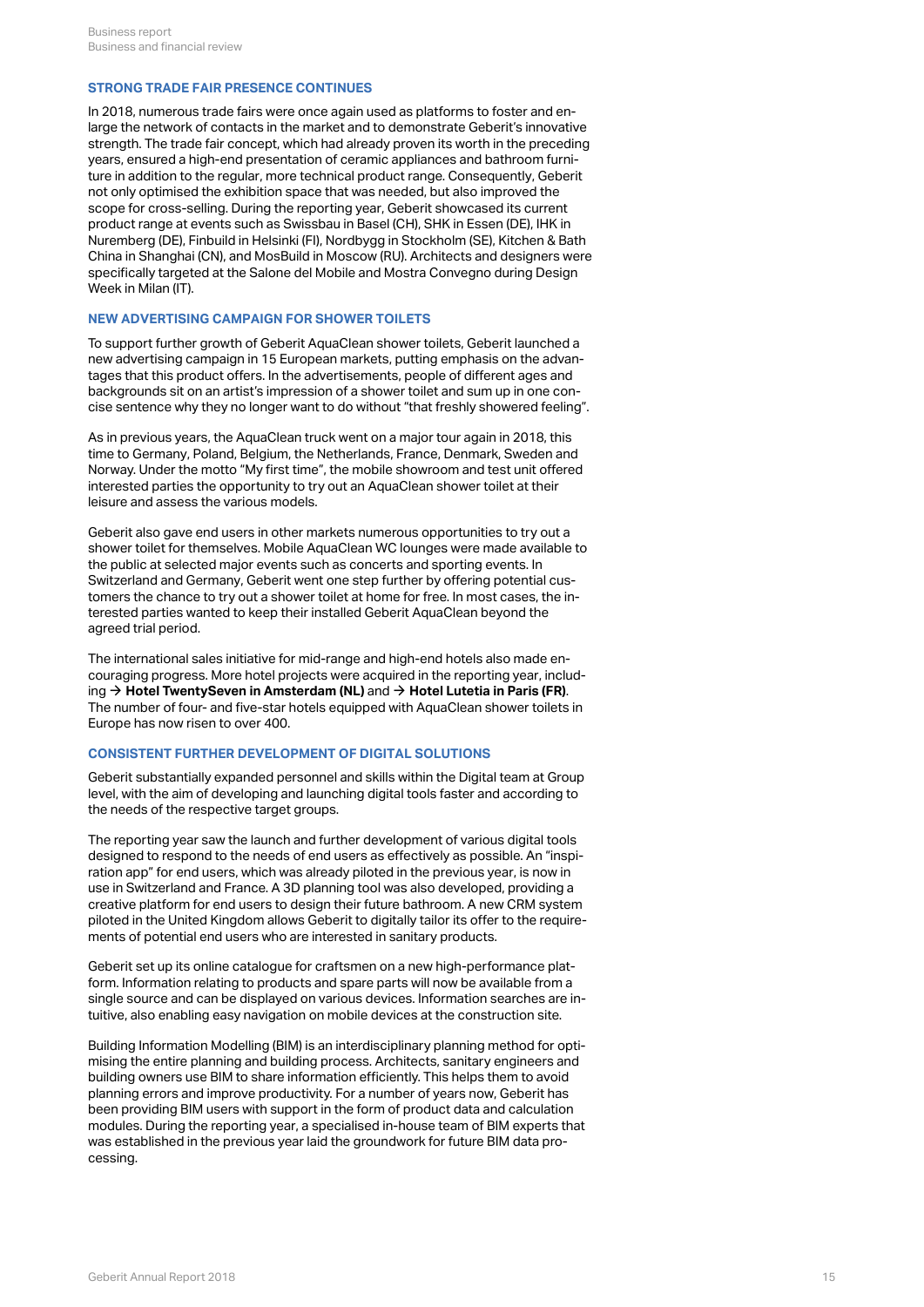## STRONG TRADE FAIR PRESENCE CONTINUES

In 2018, numerous trade fairs were once again used as platforms to foster and enlarge the network of contacts in the market and to demonstrate Geberit's innovative strength. The trade fair concept, which had already proven its worth in the preceding years, ensured a high-end presentation of ceramic appliances and bathroom furniture in addition to the regular, more technical product range. Consequently, Geberit not only optimised the exhibition space that was needed, but also improved the scope for cross-selling. During the reporting year, Geberit showcased its current product range at events such as Swissbau in Basel (CH), SHK in Essen (DE), IHK in Nuremberg (DE), Finbuild in Helsinki (FI), Nordbygg in Stockholm (SE), Kitchen & Bath China in Shanghai (CN), and MosBuild in Moscow (RU). Architects and designers were specifically targeted at the Salone del Mobile and Mostra Convegno during Design Week in Milan (IT).

## NEW ADVERTISING CAMPAIGN FOR SHOWER TOILETS

To support further growth of Geberit AquaClean shower toilets, Geberit launched a new advertising campaign in 15 European markets, putting emphasis on the advantages that this product offers. In the advertisements, people of different ages and backgrounds sit on an artist's impression of a shower toilet and sum up in one concise sentence why they no longer want to do without "that freshly showered feeling".

As in previous years, the AquaClean truck went on a major tour again in 2018, this time to Germany, Poland, Belgium, the Netherlands, France, Denmark, Sweden and Norway. Under the motto "My first time", the mobile showroom and test unit offered interested parties the opportunity to try out an AquaClean shower toilet at their leisure and assess the various models.

Geberit also gave end users in other markets numerous opportunities to try out a shower toilet for themselves. Mobile AquaClean WC lounges were made available to the public at selected major events such as concerts and sporting events. In Switzerland and Germany, Geberit went one step further by offering potential customers the chance to try out a shower toilet at home for free. In most cases, the interested parties wanted to keep their installed Geberit AquaClean beyond the agreed trial period.

The international sales initiative for mid-range and high-end hotels also made encouraging progress. More hotel projects were acquired in the reporting year, including → **Hotel TwentySeven in Amsterdam (NL)** and → **Hotel Lutetia in Paris (FR)**. The number of four- and five-star hotels equipped with AquaClean shower toilets in Europe has now risen to over 400.

## CONSISTENT FURTHER DEVELOPMENT OF DIGITAL SOLUTIONS

Geberit substantially expanded personnel and skills within the Digital team at Group level, with the aim of developing and launching digital tools faster and according to the needs of the respective target groups.

The reporting year saw the launch and further development of various digital tools designed to respond to the needs of end users as effectively as possible. An "inspiration app" for end users, which was already piloted in the previous year, is now in use in Switzerland and France. A 3D planning tool was also developed, providing a creative platform for end users to design their future bathroom. A new CRM system piloted in the United Kingdom allows Geberit to digitally tailor its offer to the requirements of potential end users who are interested in sanitary products.

Geberit set up its online catalogue for craftsmen on a new high-performance platform. Information relating to products and spare parts will now be available from a single source and can be displayed on various devices. Information searches are intuitive, also enabling easy navigation on mobile devices at the construction site.

Building Information Modelling (BIM) is an interdisciplinary planning method for optimising the entire planning and building process. Architects, sanitary engineers and building owners use BIM to share information efficiently. This helps them to avoid planning errors and improve productivity. For a number of years now, Geberit has been providing BIM users with support in the form of product data and calculation modules. During the reporting year, a specialised in-house team of BIM experts that was established in the previous year laid the groundwork for future BIM data processing.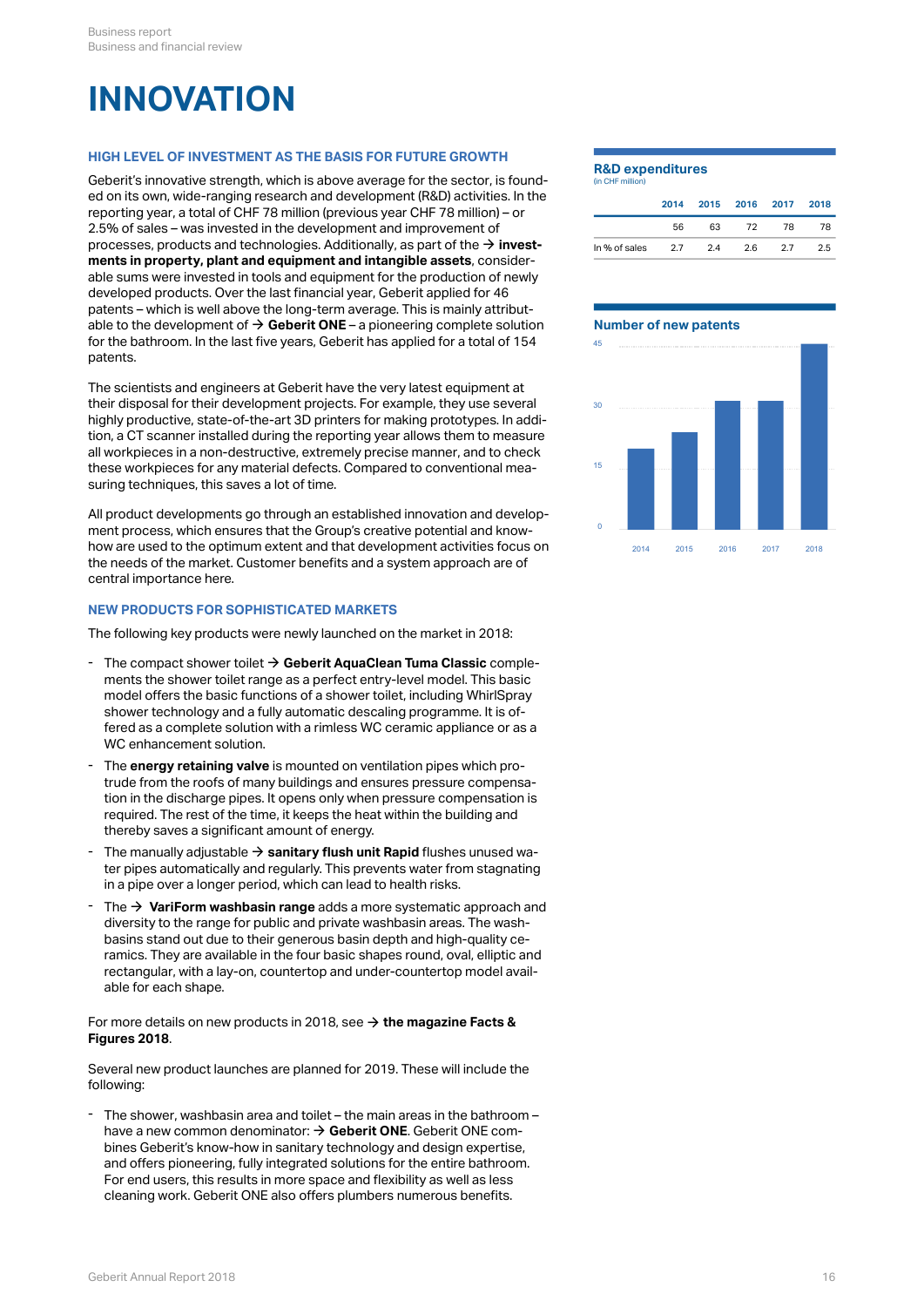# INNOVATION

## HIGH LEVEL OF INVESTMENT AS THE BASIS FOR FUTURE GROWTH

Geberit's innovative strength, which is above average for the sector, is founded on its own, wide-ranging research and development (R&D) activities. In the reporting year, a total of CHF 78 million (previous year CHF 78 million) – or 2.5% of sales – was invested in the development and improvement of processes, products and technologies. Additionally, as part of the → **investments in property, plant and equipment and intangible assets**, considerable sums were invested in tools and equipment for the production of newly developed products. Over the last financial year, Geberit applied for 46 patents – which is well above the long-term average. This is mainly attributable to the development of → **Geberit ONE** – a pioneering complete solution for the bathroom. In the last five years, Geberit has applied for a total of 154 patents.

The scientists and engineers at Geberit have the very latest equipment at their disposal for their development projects. For example, they use several highly productive, state-of-the-art 3D printers for making prototypes. In addition, a CT scanner installed during the reporting year allows them to measure all workpieces in a non-destructive, extremely precise manner, and to check these workpieces for any material defects. Compared to conventional measuring techniques, this saves a lot of time.

All product developments go through an established innovation and development process, which ensures that the Group's creative potential and know-how are used to the optimum extent and that development activities focus on the needs of the market. Customer benefits and a system approach are of central importance here.

**R&D expenditures**
(in CHF million)

| | 2014 | 2015 | 2016 | 2017 | 2018 |
|---|---|---|---|---|---|
| | 56 | 63 | 72 | 78 | 78 |
| In % of sales | 2.7 | 2.4 | 2.6 | 2.7 | 2.5 |

**Number of new patents**

## NEW PRODUCTS FOR SOPHISTICATED MARKETS

The following key products were newly launched on the market in 2018:

- The compact shower toilet → **Geberit AquaClean Tuma Classic** complements the shower toilet range as a perfect entry-level model. This basic model offers the basic functions of a shower toilet, including WhirlSpray shower technology and a fully automatic descaling programme. It is offered as a complete solution with a rimless WC ceramic appliance or as a WC enhancement solution.
- The **energy retaining valve** is mounted on ventilation pipes which protrude from the roofs of many buildings and ensures pressure compensation in the discharge pipes. It opens only when pressure compensation is required. The rest of the time, it keeps the heat within the building and thereby saves a significant amount of energy.
- The manually adjustable → **sanitary flush unit Rapid** flushes unused water pipes automatically and regularly. This prevents water from stagnating in a pipe over a longer period, which can lead to health risks.
- The → **VariForm washbasin range** adds a more systematic approach and diversity to the range for public and private washbasin areas. The washbasins stand out due to their generous basin depth and high-quality ceramics. They are available in the four basic shapes round, oval, elliptic and rectangular, with a lay-on, countertop and under-countertop model available for each shape.

For more details on new products in 2018, see → **the magazine Facts & Figures 2018**.

Several new product launches are planned for 2019. These will include the following:

- The shower, washbasin area and toilet – the main areas in the bathroom – have a new common denominator: → **Geberit ONE**. Geberit ONE combines Geberit's know-how in sanitary technology and design expertise, and offers pioneering, fully integrated solutions for the entire bathroom. For end users, this results in more space and flexibility as well as less cleaning work. Geberit ONE also offers plumbers numerous benefits.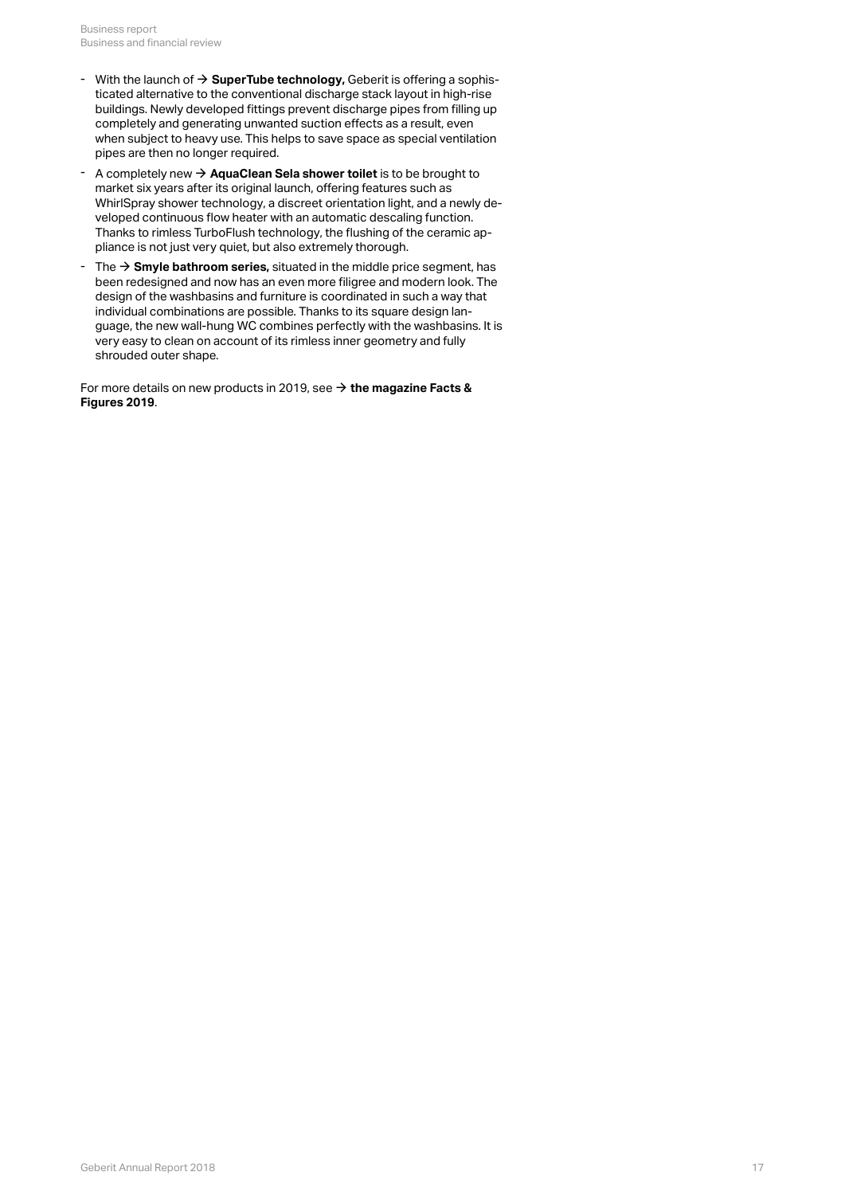- With the launch of → **SuperTube technology,** Geberit is offering a sophisticated alternative to the conventional discharge stack layout in high-rise buildings. Newly developed fittings prevent discharge pipes from filling up completely and generating unwanted suction effects as a result, even when subject to heavy use. This helps to save space as special ventilation pipes are then no longer required.
- A completely new → **AquaClean Sela shower toilet** is to be brought to market six years after its original launch, offering features such as WhirlSpray shower technology, a discreet orientation light, and a newly developed continuous flow heater with an automatic descaling function. Thanks to rimless TurboFlush technology, the flushing of the ceramic appliance is not just very quiet, but also extremely thorough.
- The → **Smyle bathroom series,** situated in the middle price segment, has been redesigned and now has an even more filigree and modern look. The design of the washbasins and furniture is coordinated in such a way that individual combinations are possible. Thanks to its square design language, the new wall-hung WC combines perfectly with the washbasins. It is very easy to clean on account of its rimless inner geometry and fully shrouded outer shape.

For more details on new products in 2019, see → **the magazine Facts & Figures 2019**.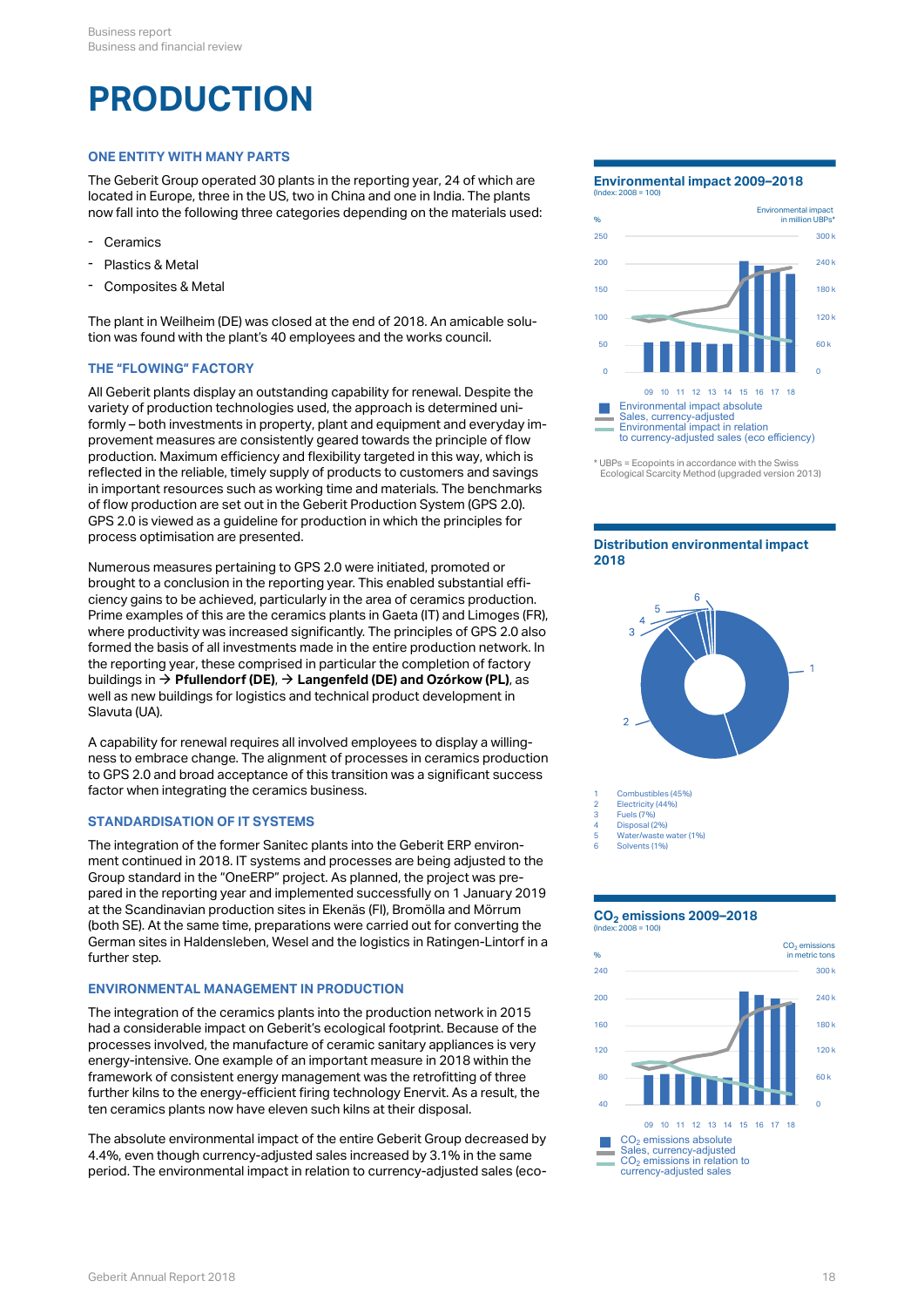# PRODUCTION

## ONE ENTITY WITH MANY PARTS

The Geberit Group operated 30 plants in the reporting year, 24 of which are located in Europe, three in the US, two in China and one in India. The plants now fall into the following three categories depending on the materials used:

- Ceramics
- Plastics & Metal
- Composites & Metal

The plant in Weilheim (DE) was closed at the end of 2018. An amicable solution was found with the plant's 40 employees and the works council.

## THE "FLOWING" FACTORY

All Geberit plants display an outstanding capability for renewal. Despite the variety of production technologies used, the approach is determined uniformly – both investments in property, plant and equipment and everyday improvement measures are consistently geared towards the principle of flow production. Maximum efficiency and flexibility targeted in this way, which is reflected in the reliable, timely supply of products to customers and savings in important resources such as working time and materials. The benchmarks of flow production are set out in the Geberit Production System (GPS 2.0). GPS 2.0 is viewed as a guideline for production in which the principles for process optimisation are presented.

Numerous measures pertaining to GPS 2.0 were initiated, promoted or brought to a conclusion in the reporting year. This enabled substantial efficiency gains to be achieved, particularly in the area of ceramics production. Prime examples of this are the ceramics plants in Gaeta (IT) and Limoges (FR), where productivity was increased significantly. The principles of GPS 2.0 also formed the basis of all investments made in the entire production network. In the reporting year, these comprised in particular the completion of factory buildings in → **Pfullendorf (DE)**, → **Langenfeld (DE) and Ozórkow (PL)**, as well as new buildings for logistics and technical product development in Slavuta (UA).

A capability for renewal requires all involved employees to display a willingness to embrace change. The alignment of processes in ceramics production to GPS 2.0 and broad acceptance of this transition was a significant success factor when integrating the ceramics business.

## STANDARDISATION OF IT SYSTEMS

The integration of the former Sanitec plants into the Geberit ERP environment continued in 2018. IT systems and processes are being adjusted to the Group standard in the "OneERP" project. As planned, the project was prepared in the reporting year and implemented successfully on 1 January 2019 at the Scandinavian production sites in Ekenäs (FI), Bromölla and Mörrum (both SE). At the same time, preparations were carried out for converting the German sites in Haldensleben, Wesel and the logistics in Ratingen-Lintorf in a further step.

## ENVIRONMENTAL MANAGEMENT IN PRODUCTION

The integration of the ceramics plants into the production network in 2015 had a considerable impact on Geberit's ecological footprint. Because of the processes involved, the manufacture of ceramic sanitary appliances is very energy-intensive. One example of an important measure in 2018 within the framework of consistent energy management was the retrofitting of three further kilns to the energy-efficient firing technology Enervit. As a result, the ten ceramics plants now have eleven such kilns at their disposal.

The absolute environmental impact of the entire Geberit Group decreased by 4.4%, even though currency-adjusted sales increased by 3.1% in the same period. The environmental impact in relation to currency-adjusted sales (eco-

**Environmental impact 2009–2018**
(Index: 2008 = 100)

- Environmental impact absolute
- Sales, currency-adjusted
- Environmental impact in relation to currency-adjusted sales (eco efficiency)

* UBPs = Ecopoints in accordance with the Swiss Ecological Scarcity Method (upgraded version 2013)

**Distribution environmental impact 2018**

1. Combustibles (45%)
2. Electricity (44%)
3. Fuels (7%)
4. Disposal (2%)
5. Water/waste water (1%)
6. Solvents (1%)

**$CO_2$ emissions 2009–2018**
(Index: 2008 = 100)

- $CO_2$ emissions absolute
- Sales, currency-adjusted
- $CO_2$ emissions in relation to currency-adjusted sales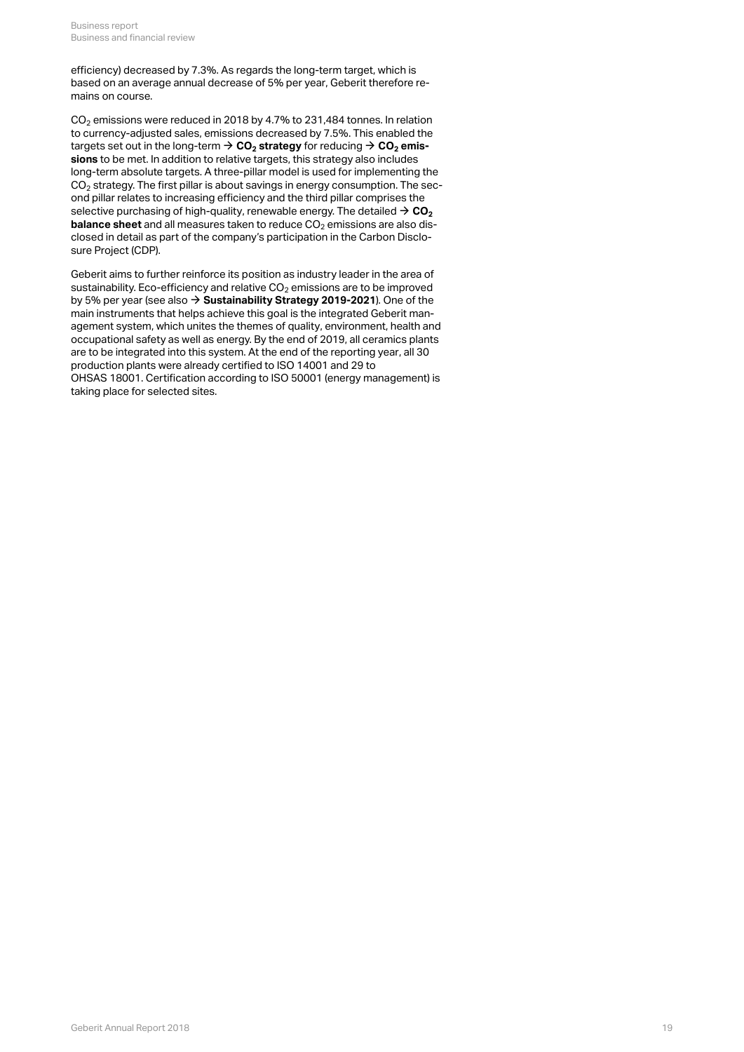efficiency) decreased by 7.3%. As regards the long-term target, which is based on an average annual decrease of 5% per year, Geberit therefore remains on course.

$CO_2$ emissions were reduced in 2018 by 4.7% to 231,484 tonnes. In relation to currency-adjusted sales, emissions decreased by 7.5%. This enabled the targets set out in the long-term → **$CO_2$ strategy** for reducing → **$CO_2$ emissions** to be met. In addition to relative targets, this strategy also includes long-term absolute targets. A three-pillar model is used for implementing the $CO_2$ strategy. The first pillar is about savings in energy consumption. The second pillar relates to increasing efficiency and the third pillar comprises the selective purchasing of high-quality, renewable energy. The detailed → **$CO_2$ balance sheet** and all measures taken to reduce $CO_2$ emissions are also disclosed in detail as part of the company's participation in the Carbon Disclosure Project (CDP).

Geberit aims to further reinforce its position as industry leader in the area of sustainability. Eco-efficiency and relative $CO_2$ emissions are to be improved by 5% per year (see also → **Sustainability Strategy 2019-2021**). One of the main instruments that helps achieve this goal is the integrated Geberit management system, which unites the themes of quality, environment, health and occupational safety as well as energy. By the end of 2019, all ceramics plants are to be integrated into this system. At the end of the reporting year, all 30 production plants were already certified to ISO 14001 and 29 to OHSAS 18001. Certification according to ISO 50001 (energy management) is taking place for selected sites.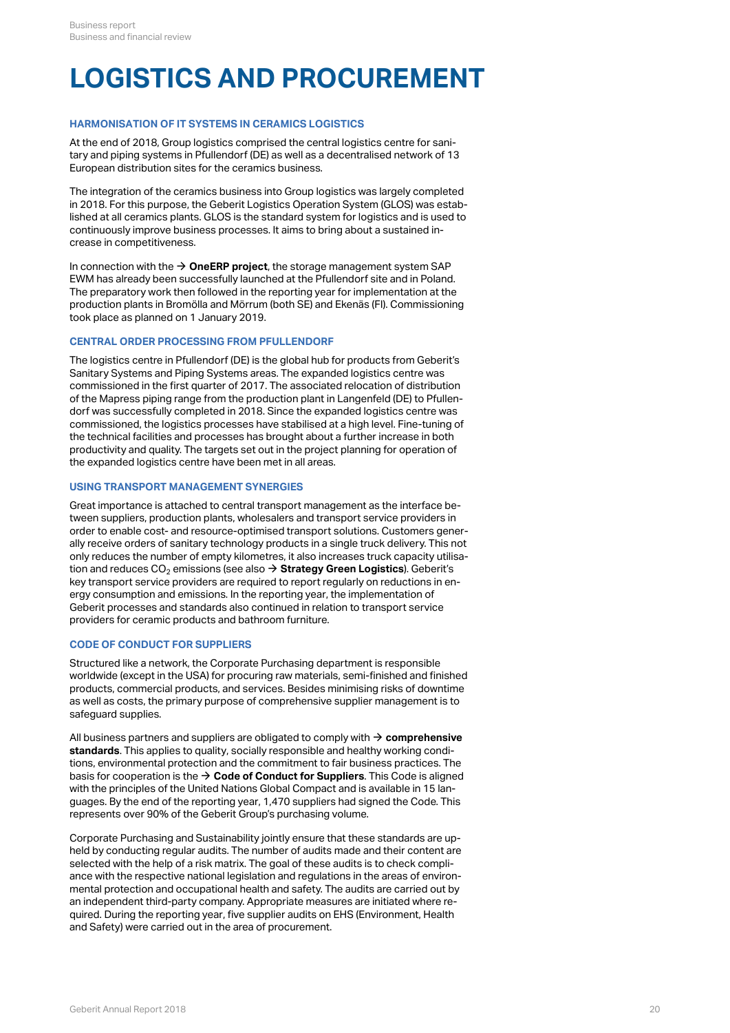# LOGISTICS AND PROCUREMENT

### HARMONISATION OF IT SYSTEMS IN CERAMICS LOGISTICS

At the end of 2018, Group logistics comprised the central logistics centre for sanitary and piping systems in Pfullendorf (DE) as well as a decentralised network of 13 European distribution sites for the ceramics business.

The integration of the ceramics business into Group logistics was largely completed in 2018. For this purpose, the Geberit Logistics Operation System (GLOS) was established at all ceramics plants. GLOS is the standard system for logistics and is used to continuously improve business processes. It aims to bring about a sustained increase in competitiveness.

In connection with the → **OneERP project**, the storage management system SAP EWM has already been successfully launched at the Pfullendorf site and in Poland. The preparatory work then followed in the reporting year for implementation at the production plants in Bromölla and Mörrum (both SE) and Ekenäs (FI). Commissioning took place as planned on 1 January 2019.

### CENTRAL ORDER PROCESSING FROM PFULLENDORF

The logistics centre in Pfullendorf (DE) is the global hub for products from Geberit's Sanitary Systems and Piping Systems areas. The expanded logistics centre was commissioned in the first quarter of 2017. The associated relocation of distribution of the Mapress piping range from the production plant in Langenfeld (DE) to Pfullendorf was successfully completed in 2018. Since the expanded logistics centre was commissioned, the logistics processes have stabilised at a high level. Fine-tuning of the technical facilities and processes has brought about a further increase in both productivity and quality. The targets set out in the project planning for operation of the expanded logistics centre have been met in all areas.

### USING TRANSPORT MANAGEMENT SYNERGIES

Great importance is attached to central transport management as the interface between suppliers, production plants, wholesalers and transport service providers in order to enable cost- and resource-optimised transport solutions. Customers generally receive orders of sanitary technology products in a single truck delivery. This not only reduces the number of empty kilometres, it also increases truck capacity utilisation and reduces $CO_2$ emissions (see also → **Strategy Green Logistics**). Geberit's key transport service providers are required to report regularly on reductions in energy consumption and emissions. In the reporting year, the implementation of Geberit processes and standards also continued in relation to transport service providers for ceramic products and bathroom furniture.

### CODE OF CONDUCT FOR SUPPLIERS

Structured like a network, the Corporate Purchasing department is responsible worldwide (except in the USA) for procuring raw materials, semi-finished and finished products, commercial products, and services. Besides minimising risks of downtime as well as costs, the primary purpose of comprehensive supplier management is to safeguard supplies.

All business partners and suppliers are obligated to comply with → **comprehensive standards**. This applies to quality, socially responsible and healthy working conditions, environmental protection and the commitment to fair business practices. The basis for cooperation is the → **Code of Conduct for Suppliers**. This Code is aligned with the principles of the United Nations Global Compact and is available in 15 languages. By the end of the reporting year, 1,470 suppliers had signed the Code. This represents over 90% of the Geberit Group's purchasing volume.

Corporate Purchasing and Sustainability jointly ensure that these standards are upheld by conducting regular audits. The number of audits made and their content are selected with the help of a risk matrix. The goal of these audits is to check compliance with the respective national legislation and regulations in the areas of environmental protection and occupational health and safety. The audits are carried out by an independent third-party company. Appropriate measures are initiated where required. During the reporting year, five supplier audits on EHS (Environment, Health and Safety) were carried out in the area of procurement.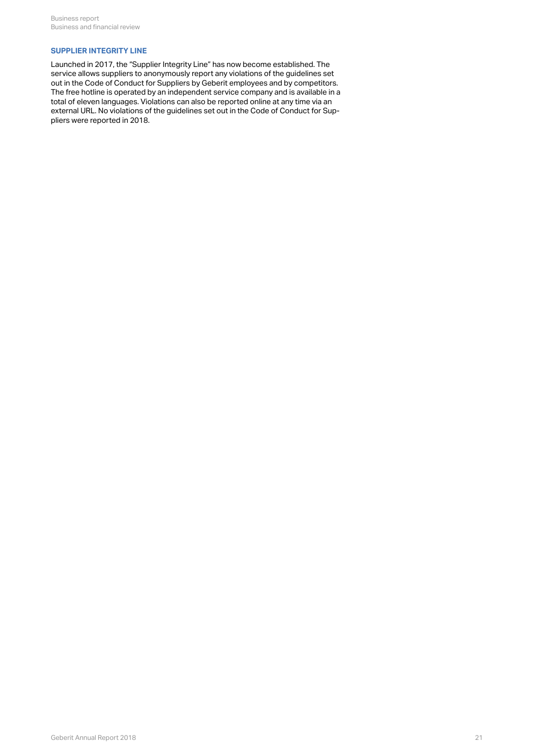### SUPPLIER INTEGRITY LINE

Launched in 2017, the "Supplier Integrity Line" has now become established. The service allows suppliers to anonymously report any violations of the guidelines set out in the Code of Conduct for Suppliers by Geberit employees and by competitors. The free hotline is operated by an independent service company and is available in a total of eleven languages. Violations can also be reported online at any time via an external URL. No violations of the guidelines set out in the Code of Conduct for Suppliers were reported in 2018.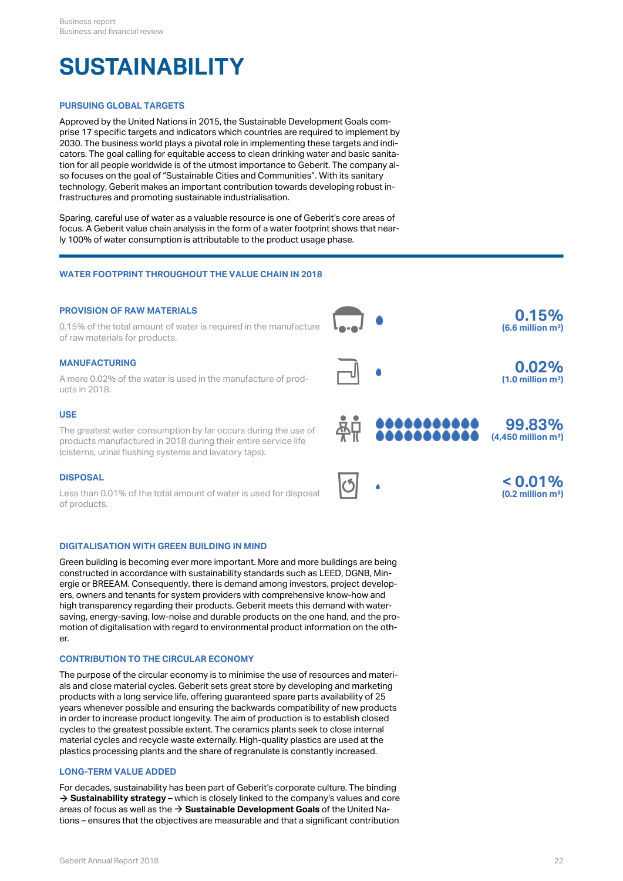# SUSTAINABILITY

## PURSUING GLOBAL TARGETS

Approved by the United Nations in 2015, the Sustainable Development Goals comprise 17 specific targets and indicators which countries are required to implement by 2030. The business world plays a pivotal role in implementing these targets and indicators. The goal calling for equitable access to clean drinking water and basic sanitation for all people worldwide is of the utmost importance to Geberit. The company also focuses on the goal of "Sustainable Cities and Communities". With its sanitary technology, Geberit makes an important contribution towards developing robust infrastructures and promoting sustainable industrialisation.

Sparing, careful use of water as a valuable resource is one of Geberit's core areas of focus. A Geberit value chain analysis in the form of a water footprint shows that nearly 100% of water consumption is attributable to the product usage phase.

## WATER FOOTPRINT THROUGHOUT THE VALUE CHAIN IN 2018

### PROVISION OF RAW MATERIALS

0.15% of the total amount of water is required in the manufacture of raw materials for products.

**0.15%**
**(6.6 million m³)**

### MANUFACTURING

A mere 0.02% of the water is used in the manufacture of products in 2018.

**0.02%**
**(1.0 million m³)**

### USE

The greatest water consumption by far occurs during the use of products manufactured in 2018 during their entire service life (cisterns, urinal flushing systems and lavatory taps).

**99.83%**
**(4,450 million m³)**

### DISPOSAL

Less than 0.01% of the total amount of water is used for disposal of products.

**< 0.01%**
**(0.2 million m³)**

## DIGITALISATION WITH GREEN BUILDING IN MIND

Green building is becoming ever more important. More and more buildings are being constructed in accordance with sustainability standards such as LEED, DGNB, Minergie or BREEAM. Consequently, there is demand among investors, project developers, owners and tenants for system providers with comprehensive know-how and high transparency regarding their products. Geberit meets this demand with water-saving, energy-saving, low-noise and durable products on the one hand, and the promotion of digitalisation with regard to environmental product information on the other.

## CONTRIBUTION TO THE CIRCULAR ECONOMY

The purpose of the circular economy is to minimise the use of resources and materials and close material cycles. Geberit sets great store by developing and marketing products with a long service life, offering guaranteed spare parts availability of 25 years whenever possible and ensuring the backwards compatibility of new products in order to increase product longevity. The aim of production is to establish closed cycles to the greatest possible extent. The ceramics plants seek to close internal material cycles and recycle waste externally. High-quality plastics are used at the plastics processing plants and the share of regranulate is constantly increased.

## LONG-TERM VALUE ADDED

For decades, sustainability has been part of Geberit's corporate culture. The binding → **Sustainability strategy** – which is closely linked to the company's values and core areas of focus as well as the → **Sustainable Development Goals** of the United Nations – ensures that the objectives are measurable and that a significant contribution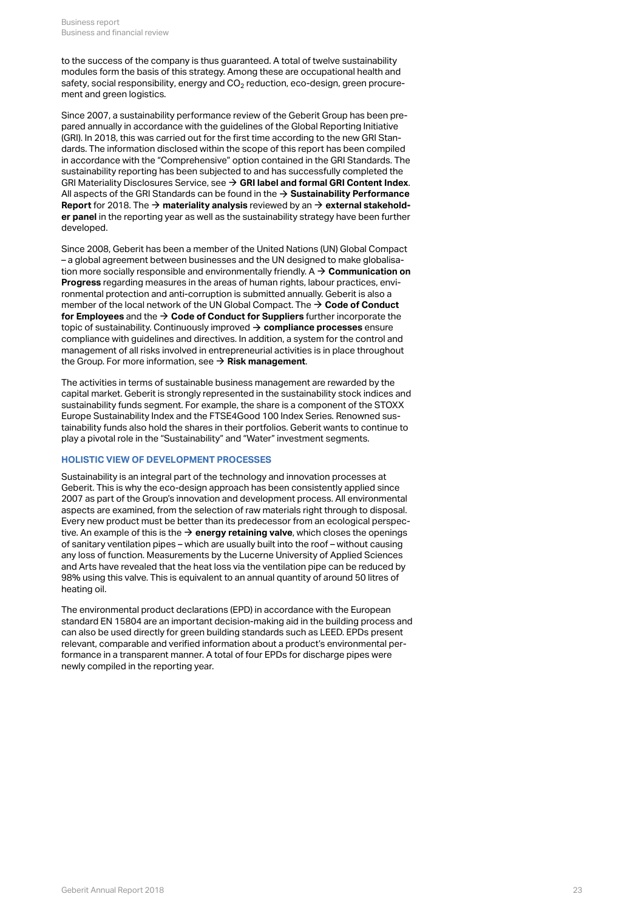to the success of the company is thus guaranteed. A total of twelve sustainability modules form the basis of this strategy. Among these are occupational health and safety, social responsibility, energy and $CO_2$ reduction, eco-design, green procurement and green logistics.

Since 2007, a sustainability performance review of the Geberit Group has been prepared annually in accordance with the guidelines of the Global Reporting Initiative (GRI). In 2018, this was carried out for the first time according to the new GRI Standards. The information disclosed within the scope of this report has been compiled in accordance with the "Comprehensive" option contained in the GRI Standards. The sustainability reporting has been subjected to and has successfully completed the GRI Materiality Disclosures Service, see → **GRI label and formal GRI Content Index**. All aspects of the GRI Standards can be found in the → **Sustainability Performance Report** for 2018. The → **materiality analysis** reviewed by an → **external stakeholder panel** in the reporting year as well as the sustainability strategy have been further developed.

Since 2008, Geberit has been a member of the United Nations (UN) Global Compact – a global agreement between businesses and the UN designed to make globalisation more socially responsible and environmentally friendly. A → **Communication on Progress** regarding measures in the areas of human rights, labour practices, environmental protection and anti-corruption is submitted annually. Geberit is also a member of the local network of the UN Global Compact. The → **Code of Conduct for Employees** and the → **Code of Conduct for Suppliers** further incorporate the topic of sustainability. Continuously improved → **compliance processes** ensure compliance with guidelines and directives. In addition, a system for the control and management of all risks involved in entrepreneurial activities is in place throughout the Group. For more information, see → **Risk management**.

The activities in terms of sustainable business management are rewarded by the capital market. Geberit is strongly represented in the sustainability stock indices and sustainability funds segment. For example, the share is a component of the STOXX Europe Sustainability Index and the FTSE4Good 100 Index Series. Renowned sustainability funds also hold the shares in their portfolios. Geberit wants to continue to play a pivotal role in the "Sustainability" and "Water" investment segments.

### HOLISTIC VIEW OF DEVELOPMENT PROCESSES

Sustainability is an integral part of the technology and innovation processes at Geberit. This is why the eco-design approach has been consistently applied since 2007 as part of the Group's innovation and development process. All environmental aspects are examined, from the selection of raw materials right through to disposal. Every new product must be better than its predecessor from an ecological perspective. An example of this is the → **energy retaining valve**, which closes the openings of sanitary ventilation pipes – which are usually built into the roof – without causing any loss of function. Measurements by the Lucerne University of Applied Sciences and Arts have revealed that the heat loss via the ventilation pipe can be reduced by 98% using this valve. This is equivalent to an annual quantity of around 50 litres of heating oil.

The environmental product declarations (EPD) in accordance with the European standard EN 15804 are an important decision-making aid in the building process and can also be used directly for green building standards such as LEED. EPDs present relevant, comparable and verified information about a product's environmental performance in a transparent manner. A total of four EPDs for discharge pipes were newly compiled in the reporting year.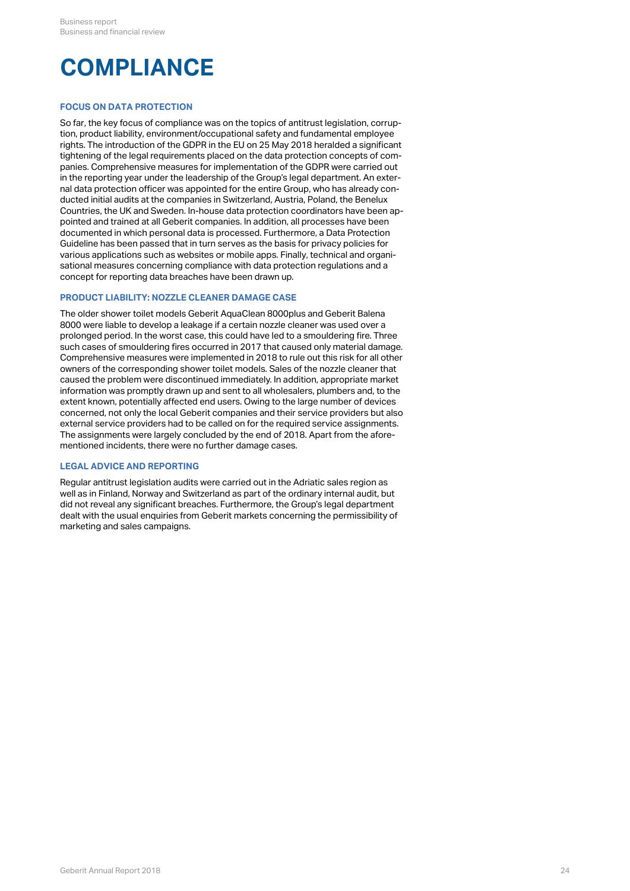# COMPLIANCE

### FOCUS ON DATA PROTECTION

So far, the key focus of compliance was on the topics of antitrust legislation, corruption, product liability, environment/occupational safety and fundamental employee rights. The introduction of the GDPR in the EU on 25 May 2018 heralded a significant tightening of the legal requirements placed on the data protection concepts of companies. Comprehensive measures for implementation of the GDPR were carried out in the reporting year under the leadership of the Group's legal department. An external data protection officer was appointed for the entire Group, who has already conducted initial audits at the companies in Switzerland, Austria, Poland, the Benelux Countries, the UK and Sweden. In-house data protection coordinators have been appointed and trained at all Geberit companies. In addition, all processes have been documented in which personal data is processed. Furthermore, a Data Protection Guideline has been passed that in turn serves as the basis for privacy policies for various applications such as websites or mobile apps. Finally, technical and organisational measures concerning compliance with data protection regulations and a concept for reporting data breaches have been drawn up.

### PRODUCT LIABILITY: NOZZLE CLEANER DAMAGE CASE

The older shower toilet models Geberit AquaClean 8000plus and Geberit Balena 8000 were liable to develop a leakage if a certain nozzle cleaner was used over a prolonged period. In the worst case, this could have led to a smouldering fire. Three such cases of smouldering fires occurred in 2017 that caused only material damage. Comprehensive measures were implemented in 2018 to rule out this risk for all other owners of the corresponding shower toilet models. Sales of the nozzle cleaner that caused the problem were discontinued immediately. In addition, appropriate market information was promptly drawn up and sent to all wholesalers, plumbers and, to the extent known, potentially affected end users. Owing to the large number of devices concerned, not only the local Geberit companies and their service providers but also external service providers had to be called on for the required service assignments. The assignments were largely concluded by the end of 2018. Apart from the aforementioned incidents, there were no further damage cases.

### LEGAL ADVICE AND REPORTING

Regular antitrust legislation audits were carried out in the Adriatic sales region as well as in Finland, Norway and Switzerland as part of the ordinary internal audit, but did not reveal any significant breaches. Furthermore, the Group's legal department dealt with the usual enquiries from Geberit markets concerning the permissibility of marketing and sales campaigns.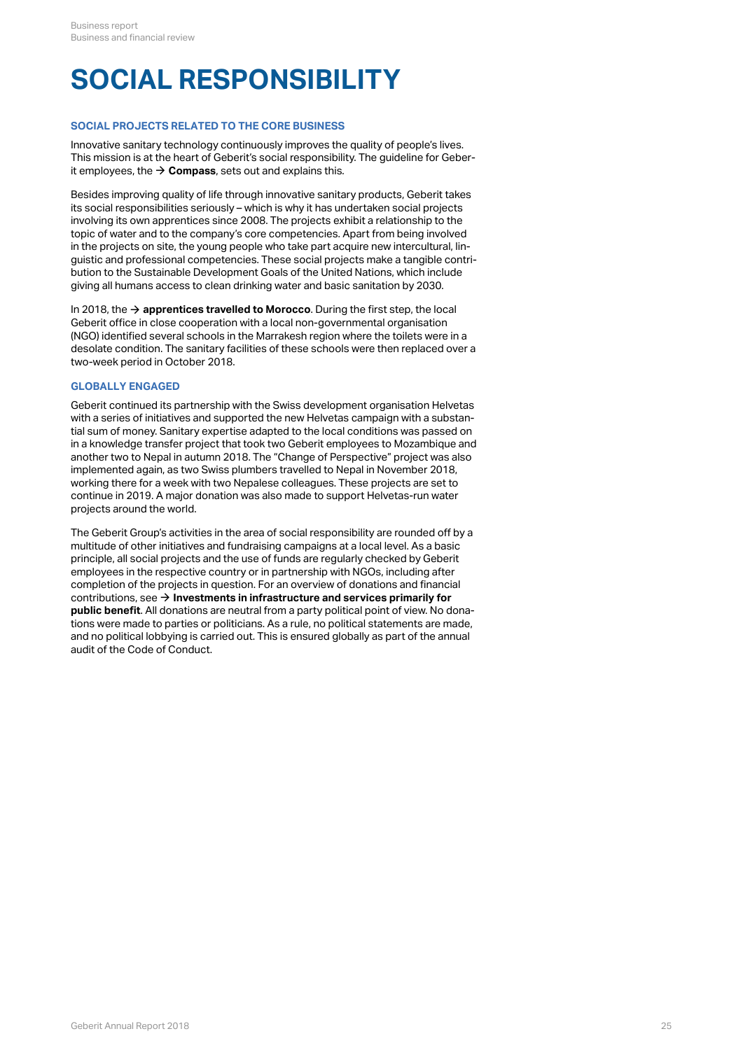# SOCIAL RESPONSIBILITY

### SOCIAL PROJECTS RELATED TO THE CORE BUSINESS

Innovative sanitary technology continuously improves the quality of people's lives. This mission is at the heart of Geberit's social responsibility. The guideline for Geberit employees, the → **Compass**, sets out and explains this.

Besides improving quality of life through innovative sanitary products, Geberit takes its social responsibilities seriously – which is why it has undertaken social projects involving its own apprentices since 2008. The projects exhibit a relationship to the topic of water and to the company's core competencies. Apart from being involved in the projects on site, the young people who take part acquire new intercultural, linguistic and professional competencies. These social projects make a tangible contribution to the Sustainable Development Goals of the United Nations, which include giving all humans access to clean drinking water and basic sanitation by 2030.

In 2018, the → **apprentices travelled to Morocco**. During the first step, the local Geberit office in close cooperation with a local non-governmental organisation (NGO) identified several schools in the Marrakesh region where the toilets were in a desolate condition. The sanitary facilities of these schools were then replaced over a two-week period in October 2018.

### GLOBALLY ENGAGED

Geberit continued its partnership with the Swiss development organisation Helvetas with a series of initiatives and supported the new Helvetas campaign with a substantial sum of money. Sanitary expertise adapted to the local conditions was passed on in a knowledge transfer project that took two Geberit employees to Mozambique and another two to Nepal in autumn 2018. The "Change of Perspective" project was also implemented again, as two Swiss plumbers travelled to Nepal in November 2018, working there for a week with two Nepalese colleagues. These projects are set to continue in 2019. A major donation was also made to support Helvetas-run water projects around the world.

The Geberit Group's activities in the area of social responsibility are rounded off by a multitude of other initiatives and fundraising campaigns at a local level. As a basic principle, all social projects and the use of funds are regularly checked by Geberit employees in the respective country or in partnership with NGOs, including after completion of the projects in question. For an overview of donations and financial contributions, see → **Investments in infrastructure and services primarily for public benefit**. All donations are neutral from a party political point of view. No donations were made to parties or politicians. As a rule, no political statements are made, and no political lobbying is carried out. This is ensured globally as part of the annual audit of the Code of Conduct.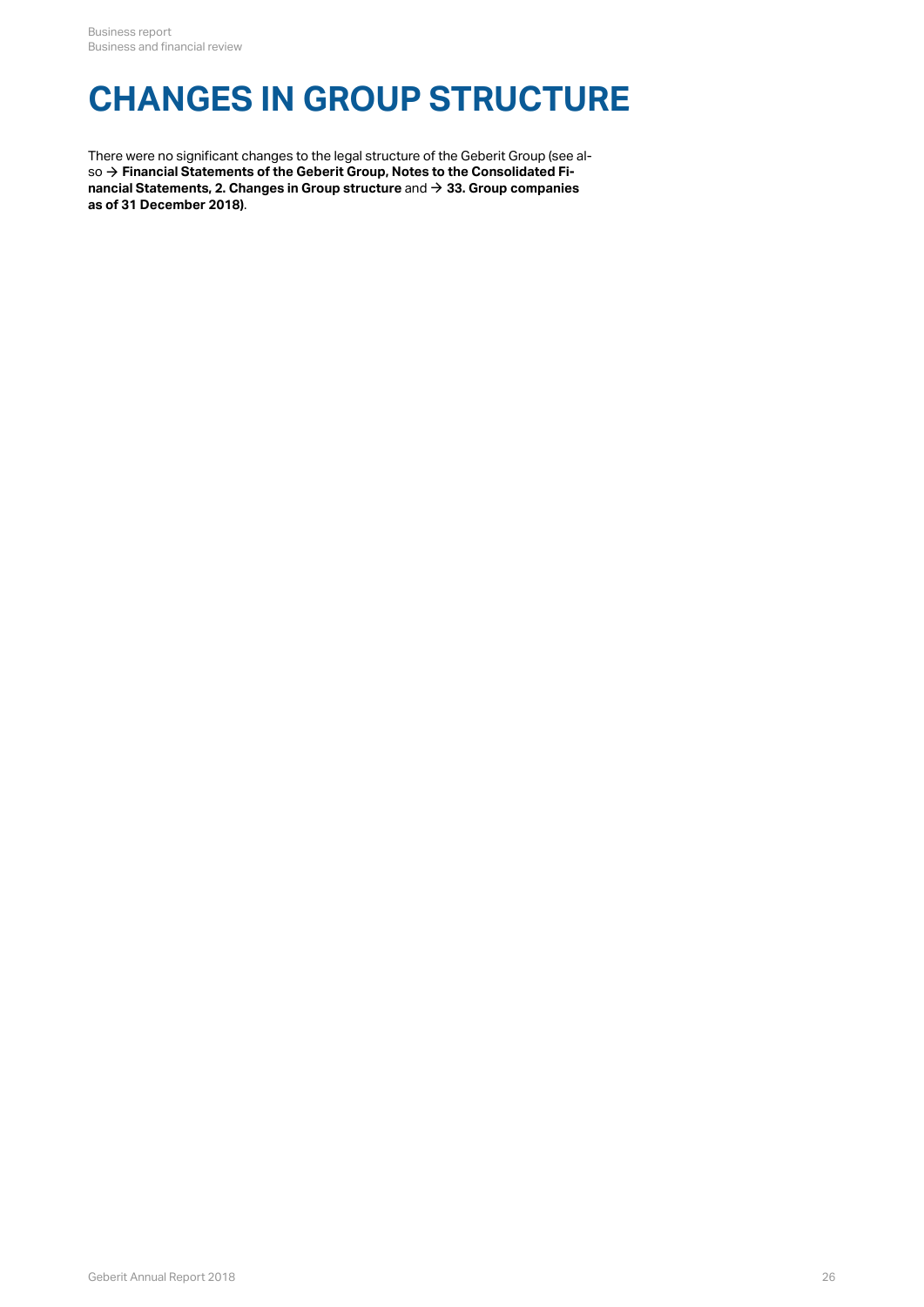# CHANGES IN GROUP STRUCTURE

There were no significant changes to the legal structure of the Geberit Group (see also → **Financial Statements of the Geberit Group, Notes to the Consolidated Financial Statements, 2. Changes in Group structure** and → **33. Group companies as of 31 December 2018)**.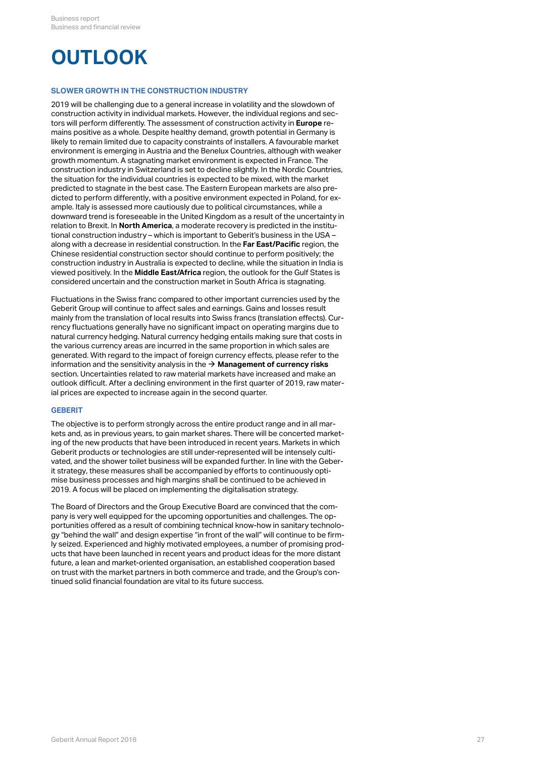# OUTLOOK

## SLOWER GROWTH IN THE CONSTRUCTION INDUSTRY

2019 will be challenging due to a general increase in volatility and the slowdown of construction activity in individual markets. However, the individual regions and sectors will perform differently. The assessment of construction activity in **Europe** remains positive as a whole. Despite healthy demand, growth potential in Germany is likely to remain limited due to capacity constraints of installers. A favourable market environment is emerging in Austria and the Benelux Countries, although with weaker growth momentum. A stagnating market environment is expected in France. The construction industry in Switzerland is set to decline slightly. In the Nordic Countries, the situation for the individual countries is expected to be mixed, with the market predicted to stagnate in the best case. The Eastern European markets are also predicted to perform differently, with a positive environment expected in Poland, for example. Italy is assessed more cautiously due to political circumstances, while a downward trend is foreseeable in the United Kingdom as a result of the uncertainty in relation to Brexit. In **North America**, a moderate recovery is predicted in the institutional construction industry – which is important to Geberit's business in the USA – along with a decrease in residential construction. In the **Far East/Pacific** region, the Chinese residential construction sector should continue to perform positively; the construction industry in Australia is expected to decline, while the situation in India is viewed positively. In the **Middle East/Africa** region, the outlook for the Gulf States is considered uncertain and the construction market in South Africa is stagnating.

Fluctuations in the Swiss franc compared to other important currencies used by the Geberit Group will continue to affect sales and earnings. Gains and losses result mainly from the translation of local results into Swiss francs (translation effects). Currency fluctuations generally have no significant impact on operating margins due to natural currency hedging. Natural currency hedging entails making sure that costs in the various currency areas are incurred in the same proportion in which sales are generated. With regard to the impact of foreign currency effects, please refer to the information and the sensitivity analysis in the → **Management of currency risks** section. Uncertainties related to raw material markets have increased and make an outlook difficult. After a declining environment in the first quarter of 2019, raw material prices are expected to increase again in the second quarter.

## GEBERIT

The objective is to perform strongly across the entire product range and in all markets and, as in previous years, to gain market shares. There will be concerted marketing of the new products that have been introduced in recent years. Markets in which Geberit products or technologies are still under-represented will be intensely cultivated, and the shower toilet business will be expanded further. In line with the Geberit strategy, these measures shall be accompanied by efforts to continuously optimise business processes and high margins shall be continued to be achieved in 2019. A focus will be placed on implementing the digitalisation strategy.

The Board of Directors and the Group Executive Board are convinced that the company is very well equipped for the upcoming opportunities and challenges. The opportunities offered as a result of combining technical know-how in sanitary technology "behind the wall" and design expertise "in front of the wall" will continue to be firmly seized. Experienced and highly motivated employees, a number of promising products that have been launched in recent years and product ideas for the more distant future, a lean and market-oriented organisation, an established cooperation based on trust with the market partners in both commerce and trade, and the Group's continued solid financial foundation are vital to its future success.